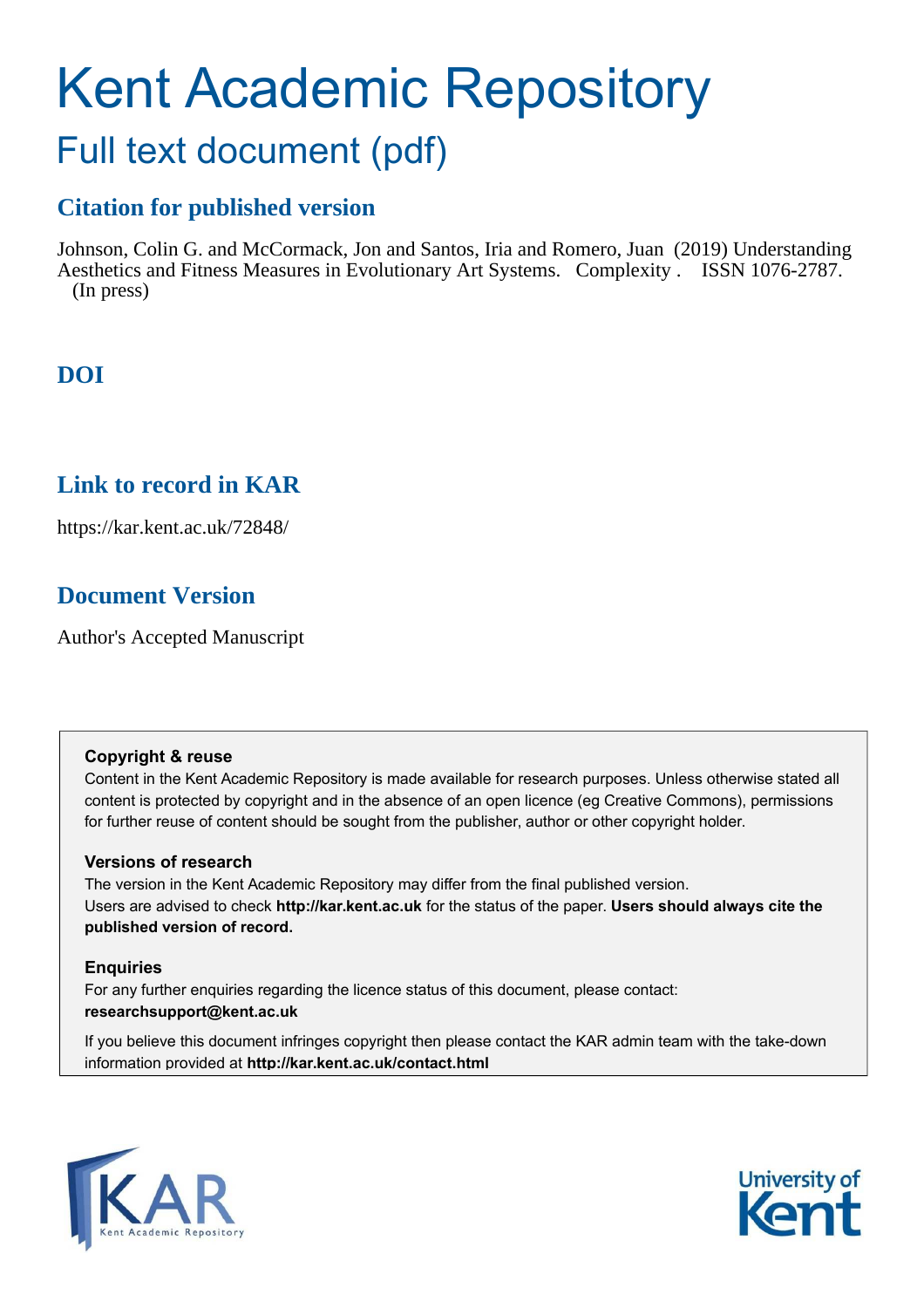# Kent Academic Repository

## Full text document (pdf)

### Citation for published version

Johnson, Colin G. and McCormack, Jon and Santos, Iria and Romero, Juan (2019) Understanding Aesthetics and Fitness Measures in Evolutionary Art Systems. Complexity . ISSN 1076-2787. (In press)

### DOI

### Link to record in KAR

https://kar.kent.ac.uk/72848/

### Document Version

Author's Accepted Manuscript

**Copyright & reuse**

Content in the Kent Academic Repository is made available for research purposes. Unless otherwise stated all content is protected by copyright and in the absence of an open licence (eg Creative Commons), permissions for further reuse of content should be sought from the publisher, author or other copyright holder.

**Versions of research**

The version in the Kent Academic Repository may differ from the final published version. Users are advised to check **http://kar.kent.ac.uk** for the status of the paper. **Users should always cite the published version of record.**

**Enquiries**

For any further enquiries regarding the licence status of this document, please contact: **researchsupport@kent.ac.uk**

If you believe this document infringes copyright then please contact the KAR admin team with the take-down information provided at **http://kar.kent.ac.uk/contact.html**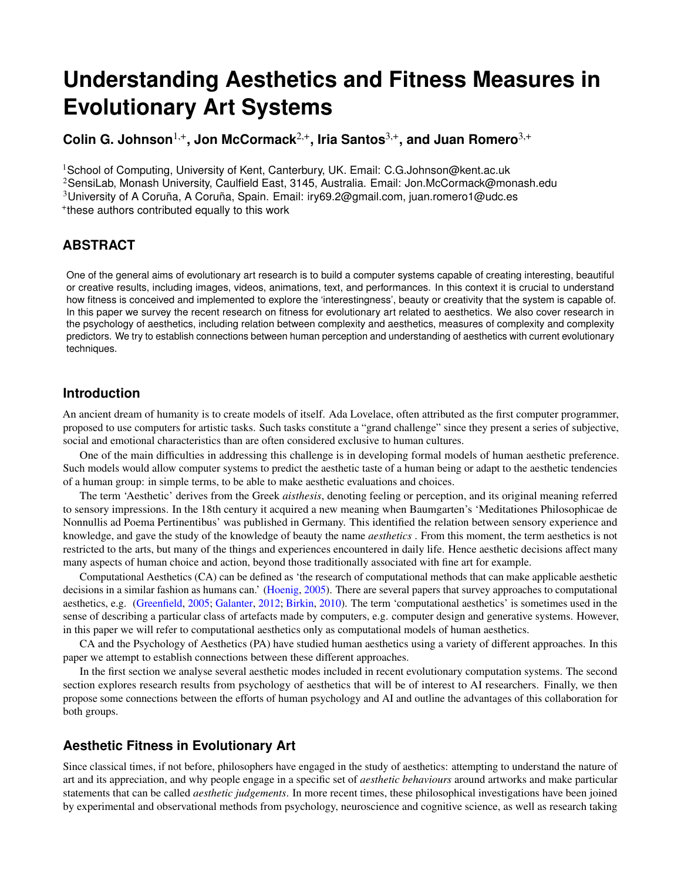# Understanding Aesthetics and Fitness Measures in Evolutionary Art Systems

**Colin G. Johnson**[1,+], **Jon McCormack**[2,+], **Iria Santos**[3,+], **and Juan Romero**[3,+]

[1]School of Computing, University of Kent, Canterbury, UK. Email: C.G.Johnson@kent.ac.uk
[2]SensiLab, Monash University, Caulfield East, 3145, Australia. Email: Jon.McCormack@monash.edu
[3]University of A Coruña, A Coruña, Spain. Email: iry69.2@gmail.com, juan.romero1@udc.es
[+]these authors contributed equally to this work

## ABSTRACT

One of the general aims of evolutionary art research is to build a computer systems capable of creating interesting, beautiful or creative results, including images, videos, animations, text, and performances. In this context it is crucial to understand how fitness is conceived and implemented to explore the 'interestingness', beauty or creativity that the system is capable of. In this paper we survey the recent research on fitness for evolutionary art related to aesthetics. We also cover research in the psychology of aesthetics, including relation between complexity and aesthetics, measures of complexity and complexity predictors. We try to establish connections between human perception and understanding of aesthetics with current evolutionary techniques.

## Introduction

An ancient dream of humanity is to create models of itself. Ada Lovelace, often attributed as the first computer programmer, proposed to use computers for artistic tasks. Such tasks constitute a "grand challenge" since they present a series of subjective, social and emotional characteristics than are often considered exclusive to human cultures.

One of the main difficulties in addressing this challenge is in developing formal models of human aesthetic preference. Such models would allow computer systems to predict the aesthetic taste of a human being or adapt to the aesthetic tendencies of a human group: in simple terms, to be able to make aesthetic evaluations and choices.

The term 'Aesthetic' derives from the Greek *aisthesis*, denoting feeling or perception, and its original meaning referred to sensory impressions. In the 18th century it acquired a new meaning when Baumgarten's 'Meditationes Philosophicae de Nonnullis ad Poema Pertinentibus' was published in Germany. This identified the relation between sensory experience and knowledge, and gave the study of the knowledge of beauty the name *aesthetics* . From this moment, the term aesthetics is not restricted to the arts, but many of the things and experiences encountered in daily life. Hence aesthetic decisions affect many many aspects of human choice and action, beyond those traditionally associated with fine art for example.

Computational Aesthetics (CA) can be defined as 'the research of computational methods that can make applicable aesthetic decisions in a similar fashion as humans can.' (Hoenig, 2005). There are several papers that survey approaches to computational aesthetics, e.g. (Greenfield, 2005; Galanter, 2012; Birkin, 2010). The term 'computational aesthetics' is sometimes used in the sense of describing a particular class of artefacts made by computers, e.g. computer design and generative systems. However, in this paper we will refer to computational aesthetics only as computational models of human aesthetics.

CA and the Psychology of Aesthetics (PA) have studied human aesthetics using a variety of different approaches. In this paper we attempt to establish connections between these different approaches.

In the first section we analyse several aesthetic modes included in recent evolutionary computation systems. The second section explores research results from psychology of aesthetics that will be of interest to AI researchers. Finally, we then propose some connections between the efforts of human psychology and AI and outline the advantages of this collaboration for both groups.

## Aesthetic Fitness in Evolutionary Art

Since classical times, if not before, philosophers have engaged in the study of aesthetics: attempting to understand the nature of art and its appreciation, and why people engage in a specific set of *aesthetic behaviours* around artworks and make particular statements that can be called *aesthetic judgements*. In more recent times, these philosophical investigations have been joined by experimental and observational methods from psychology, neuroscience and cognitive science, as well as research taking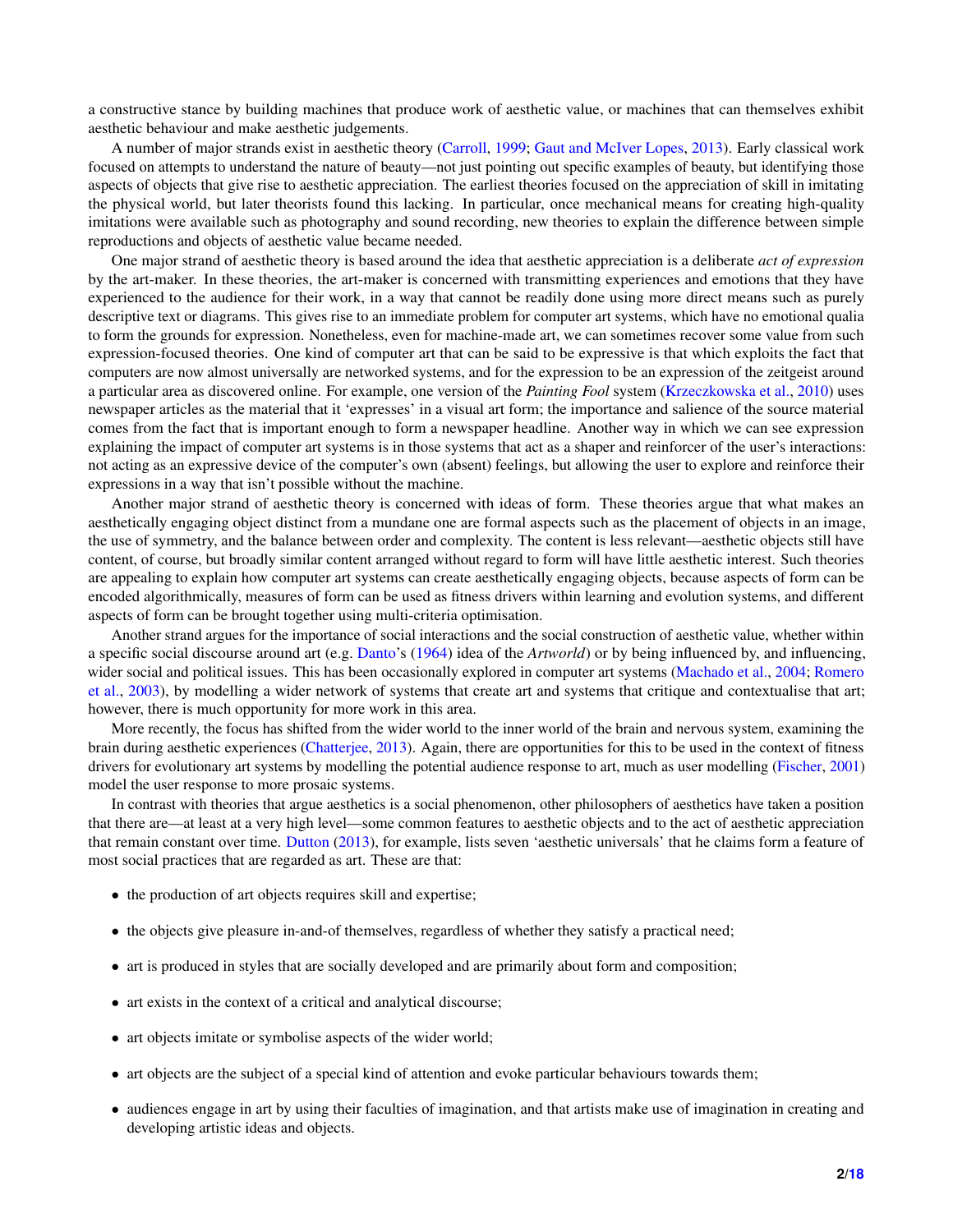a constructive stance by building machines that produce work of aesthetic value, or machines that can themselves exhibit aesthetic behaviour and make aesthetic judgements.

A number of major strands exist in aesthetic theory (Carroll, 1999; Gaut and McIver Lopes, 2013). Early classical work focused on attempts to understand the nature of beauty—not just pointing out specific examples of beauty, but identifying those aspects of objects that give rise to aesthetic appreciation. The earliest theories focused on the appreciation of skill in imitating the physical world, but later theorists found this lacking. In particular, once mechanical means for creating high-quality imitations were available such as photography and sound recording, new theories to explain the difference between simple reproductions and objects of aesthetic value became needed.

One major strand of aesthetic theory is based around the idea that aesthetic appreciation is a deliberate *act of expression* by the art-maker. In these theories, the art-maker is concerned with transmitting experiences and emotions that they have experienced to the audience for their work, in a way that cannot be readily done using more direct means such as purely descriptive text or diagrams. This gives rise to an immediate problem for computer art systems, which have no emotional qualia to form the grounds for expression. Nonetheless, even for machine-made art, we can sometimes recover some value from such expression-focused theories. One kind of computer art that can be said to be expressive is that which exploits the fact that computers are now almost universally are networked systems, and for the expression to be an expression of the zeitgeist around a particular area as discovered online. For example, one version of the *Painting Fool* system (Krzeczkowska et al., 2010) uses newspaper articles as the material that it 'expresses' in a visual art form; the importance and salience of the source material comes from the fact that is important enough to form a newspaper headline. Another way in which we can see expression explaining the impact of computer art systems is in those systems that act as a shaper and reinforcer of the user's interactions: not acting as an expressive device of the computer's own (absent) feelings, but allowing the user to explore and reinforce their expressions in a way that isn't possible without the machine.

Another major strand of aesthetic theory is concerned with ideas of form. These theories argue that what makes an aesthetically engaging object distinct from a mundane one are formal aspects such as the placement of objects in an image, the use of symmetry, and the balance between order and complexity. The content is less relevant—aesthetic objects still have content, of course, but broadly similar content arranged without regard to form will have little aesthetic interest. Such theories are appealing to explain how computer art systems can create aesthetically engaging objects, because aspects of form can be encoded algorithmically, measures of form can be used as fitness drivers within learning and evolution systems, and different aspects of form can be brought together using multi-criteria optimisation.

Another strand argues for the importance of social interactions and the social construction of aesthetic value, whether within a specific social discourse around art (e.g. Danto's (1964) idea of the *Artworld*) or by being influenced by, and influencing, wider social and political issues. This has been occasionally explored in computer art systems (Machado et al., 2004; Romero et al., 2003), by modelling a wider network of systems that create art and systems that critique and contextualise that art; however, there is much opportunity for more work in this area.

More recently, the focus has shifted from the wider world to the inner world of the brain and nervous system, examining the brain during aesthetic experiences (Chatterjee, 2013). Again, there are opportunities for this to be used in the context of fitness drivers for evolutionary art systems by modelling the potential audience response to art, much as user modelling (Fischer, 2001) model the user response to more prosaic systems.

In contrast with theories that argue aesthetics is a social phenomenon, other philosophers of aesthetics have taken a position that there are—at least at a very high level—some common features to aesthetic objects and to the act of aesthetic appreciation that remain constant over time. Dutton (2013), for example, lists seven 'aesthetic universals' that he claims form a feature of most social practices that are regarded as art. These are that:

- the production of art objects requires skill and expertise;
- the objects give pleasure in-and-of themselves, regardless of whether they satisfy a practical need;
- art is produced in styles that are socially developed and are primarily about form and composition;
- art exists in the context of a critical and analytical discourse;
- art objects imitate or symbolise aspects of the wider world;
- art objects are the subject of a special kind of attention and evoke particular behaviours towards them;
- audiences engage in art by using their faculties of imagination, and that artists make use of imagination in creating and developing artistic ideas and objects.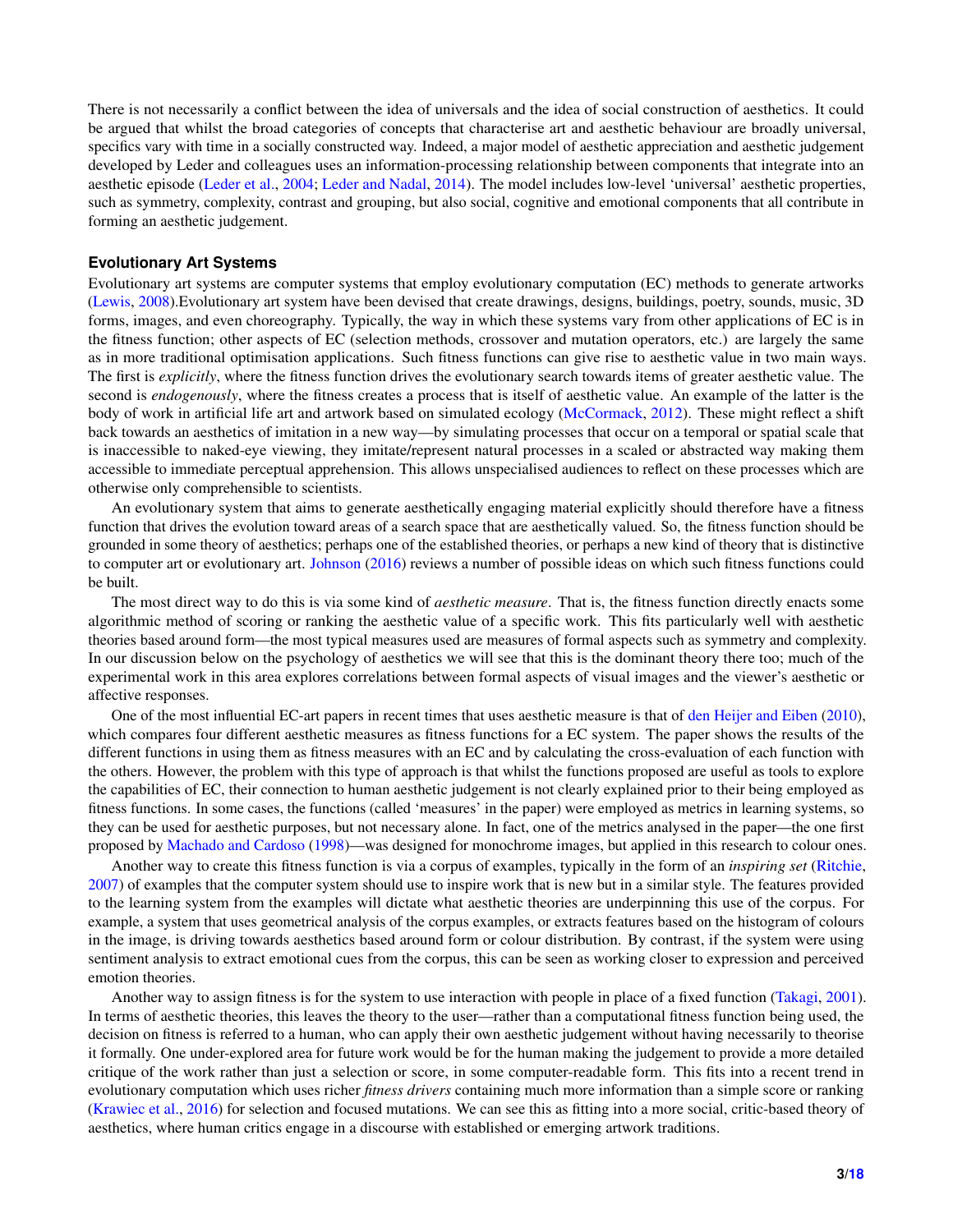There is not necessarily a conflict between the idea of universals and the idea of social construction of aesthetics. It could be argued that whilst the broad categories of concepts that characterise art and aesthetic behaviour are broadly universal, specifics vary with time in a socially constructed way. Indeed, a major model of aesthetic appreciation and aesthetic judgement developed by Leder and colleagues uses an information-processing relationship between components that integrate into an aesthetic episode (Leder et al., 2004; Leder and Nadal, 2014). The model includes low-level 'universal' aesthetic properties, such as symmetry, complexity, contrast and grouping, but also social, cognitive and emotional components that all contribute in forming an aesthetic judgement.

### Evolutionary Art Systems

Evolutionary art systems are computer systems that employ evolutionary computation (EC) methods to generate artworks (Lewis, 2008).Evolutionary art system have been devised that create drawings, designs, buildings, poetry, sounds, music, 3D forms, images, and even choreography. Typically, the way in which these systems vary from other applications of EC is in the fitness function; other aspects of EC (selection methods, crossover and mutation operators, etc.) are largely the same as in more traditional optimisation applications. Such fitness functions can give rise to aesthetic value in two main ways. The first is *explicitly*, where the fitness function drives the evolutionary search towards items of greater aesthetic value. The second is *endogenously*, where the fitness creates a process that is itself of aesthetic value. An example of the latter is the body of work in artificial life art and artwork based on simulated ecology (McCormack, 2012). These might reflect a shift back towards an aesthetics of imitation in a new way—by simulating processes that occur on a temporal or spatial scale that is inaccessible to naked-eye viewing, they imitate/represent natural processes in a scaled or abstracted way making them accessible to immediate perceptual apprehension. This allows unspecialised audiences to reflect on these processes which are otherwise only comprehensible to scientists.

An evolutionary system that aims to generate aesthetically engaging material explicitly should therefore have a fitness function that drives the evolution toward areas of a search space that are aesthetically valued. So, the fitness function should be grounded in some theory of aesthetics; perhaps one of the established theories, or perhaps a new kind of theory that is distinctive to computer art or evolutionary art. Johnson (2016) reviews a number of possible ideas on which such fitness functions could be built.

The most direct way to do this is via some kind of *aesthetic measure*. That is, the fitness function directly enacts some algorithmic method of scoring or ranking the aesthetic value of a specific work. This fits particularly well with aesthetic theories based around form—the most typical measures used are measures of formal aspects such as symmetry and complexity. In our discussion below on the psychology of aesthetics we will see that this is the dominant theory there too; much of the experimental work in this area explores correlations between formal aspects of visual images and the viewer's aesthetic or affective responses.

One of the most influential EC-art papers in recent times that uses aesthetic measure is that of den Heijer and Eiben (2010), which compares four different aesthetic measures as fitness functions for a EC system. The paper shows the results of the different functions in using them as fitness measures with an EC and by calculating the cross-evaluation of each function with the others. However, the problem with this type of approach is that whilst the functions proposed are useful as tools to explore the capabilities of EC, their connection to human aesthetic judgement is not clearly explained prior to their being employed as fitness functions. In some cases, the functions (called 'measures' in the paper) were employed as metrics in learning systems, so they can be used for aesthetic purposes, but not necessary alone. In fact, one of the metrics analysed in the paper—the one first proposed by Machado and Cardoso (1998)—was designed for monochrome images, but applied in this research to colour ones.

Another way to create this fitness function is via a corpus of examples, typically in the form of an *inspiring set* (Ritchie, 2007) of examples that the computer system should use to inspire work that is new but in a similar style. The features provided to the learning system from the examples will dictate what aesthetic theories are underpinning this use of the corpus. For example, a system that uses geometrical analysis of the corpus examples, or extracts features based on the histogram of colours in the image, is driving towards aesthetics based around form or colour distribution. By contrast, if the system were using sentiment analysis to extract emotional cues from the corpus, this can be seen as working closer to expression and perceived emotion theories.

Another way to assign fitness is for the system to use interaction with people in place of a fixed function (Takagi, 2001). In terms of aesthetic theories, this leaves the theory to the user—rather than a computational fitness function being used, the decision on fitness is referred to a human, who can apply their own aesthetic judgement without having necessarily to theorise it formally. One under-explored area for future work would be for the human making the judgement to provide a more detailed critique of the work rather than just a selection or score, in some computer-readable form. This fits into a recent trend in evolutionary computation which uses richer *fitness drivers* containing much more information than a simple score or ranking (Krawiec et al., 2016) for selection and focused mutations. We can see this as fitting into a more social, critic-based theory of aesthetics, where human critics engage in a discourse with established or emerging artwork traditions.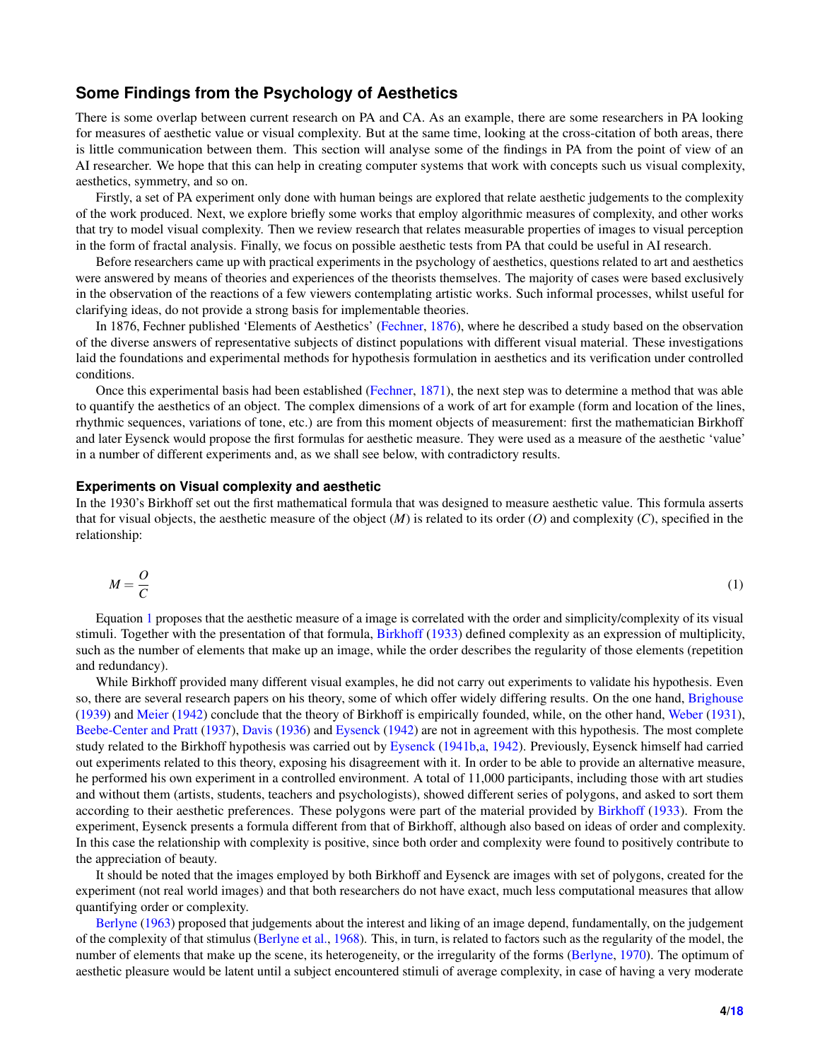## Some Findings from the Psychology of Aesthetics

There is some overlap between current research on PA and CA. As an example, there are some researchers in PA looking for measures of aesthetic value or visual complexity. But at the same time, looking at the cross-citation of both areas, there is little communication between them. This section will analyse some of the findings in PA from the point of view of an AI researcher. We hope that this can help in creating computer systems that work with concepts such us visual complexity, aesthetics, symmetry, and so on.

Firstly, a set of PA experiment only done with human beings are explored that relate aesthetic judgements to the complexity of the work produced. Next, we explore briefly some works that employ algorithmic measures of complexity, and other works that try to model visual complexity. Then we review research that relates measurable properties of images to visual perception in the form of fractal analysis. Finally, we focus on possible aesthetic tests from PA that could be useful in AI research.

Before researchers came up with practical experiments in the psychology of aesthetics, questions related to art and aesthetics were answered by means of theories and experiences of the theorists themselves. The majority of cases were based exclusively in the observation of the reactions of a few viewers contemplating artistic works. Such informal processes, whilst useful for clarifying ideas, do not provide a strong basis for implementable theories.

In 1876, Fechner published 'Elements of Aesthetics' (Fechner, 1876), where he described a study based on the observation of the diverse answers of representative subjects of distinct populations with different visual material. These investigations laid the foundations and experimental methods for hypothesis formulation in aesthetics and its verification under controlled conditions.

Once this experimental basis had been established (Fechner, 1871), the next step was to determine a method that was able to quantify the aesthetics of an object. The complex dimensions of a work of art for example (form and location of the lines, rhythmic sequences, variations of tone, etc.) are from this moment objects of measurement: first the mathematician Birkhoff and later Eysenck would propose the first formulas for aesthetic measure. They were used as a measure of the aesthetic 'value' in a number of different experiments and, as we shall see below, with contradictory results.

### Experiments on Visual complexity and aesthetic

In the 1930's Birkhoff set out the first mathematical formula that was designed to measure aesthetic value. This formula asserts that for visual objects, the aesthetic measure of the object ($M$) is related to its order ($O$) and complexity ($C$), specified in the relationship:

$$M = \frac{O}{C} \tag{1}$$

Equation 1 proposes that the aesthetic measure of a image is correlated with the order and simplicity/complexity of its visual stimuli. Together with the presentation of that formula, Birkhoff (1933) defined complexity as an expression of multiplicity, such as the number of elements that make up an image, while the order describes the regularity of those elements (repetition and redundancy).

While Birkhoff provided many different visual examples, he did not carry out experiments to validate his hypothesis. Even so, there are several research papers on his theory, some of which offer widely differing results. On the one hand, Brighouse (1939) and Meier (1942) conclude that the theory of Birkhoff is empirically founded, while, on the other hand, Weber (1931), Beebe-Center and Pratt (1937), Davis (1936) and Eysenck (1942) are not in agreement with this hypothesis. The most complete study related to the Birkhoff hypothesis was carried out by Eysenck (1941b,a, 1942). Previously, Eysenck himself had carried out experiments related to this theory, exposing his disagreement with it. In order to be able to provide an alternative measure, he performed his own experiment in a controlled environment. A total of 11,000 participants, including those with art studies and without them (artists, students, teachers and psychologists), showed different series of polygons, and asked to sort them according to their aesthetic preferences. These polygons were part of the material provided by Birkhoff (1933). From the experiment, Eysenck presents a formula different from that of Birkhoff, although also based on ideas of order and complexity. In this case the relationship with complexity is positive, since both order and complexity were found to positively contribute to the appreciation of beauty.

It should be noted that the images employed by both Birkhoff and Eysenck are images with set of polygons, created for the experiment (not real world images) and that both researchers do not have exact, much less computational measures that allow quantifying order or complexity.

Berlyne (1963) proposed that judgements about the interest and liking of an image depend, fundamentally, on the judgement of the complexity of that stimulus (Berlyne et al., 1968). This, in turn, is related to factors such as the regularity of the model, the number of elements that make up the scene, its heterogeneity, or the irregularity of the forms (Berlyne, 1970). The optimum of aesthetic pleasure would be latent until a subject encountered stimuli of average complexity, in case of having a very moderate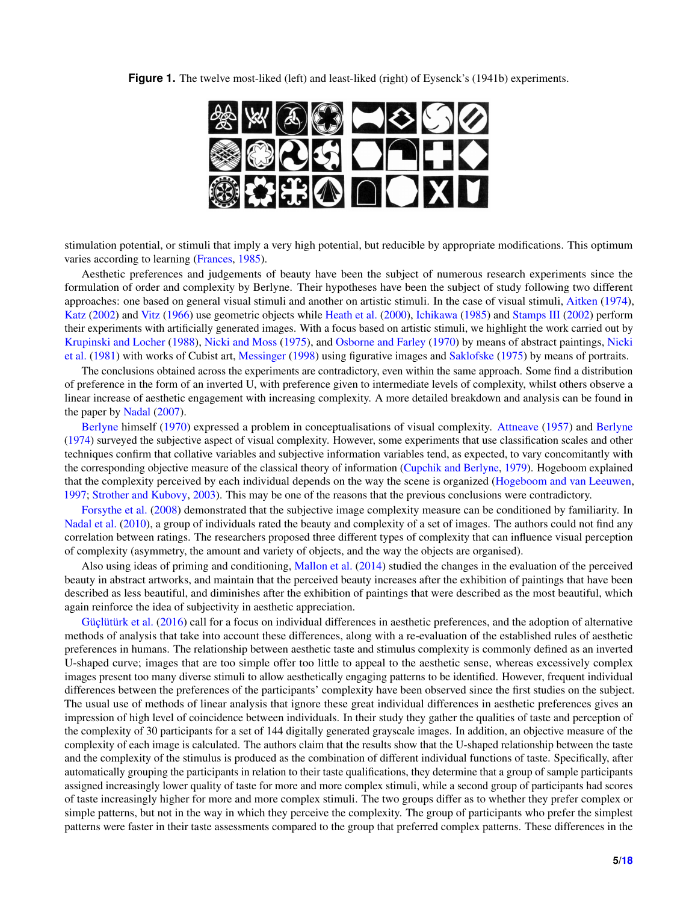**Figure 1.** The twelve most-liked (left) and least-liked (right) of Eysenck's (1941b) experiments.

stimulation potential, or stimuli that imply a very high potential, but reducible by appropriate modifications. This optimum varies according to learning (Frances, 1985).

Aesthetic preferences and judgements of beauty have been the subject of numerous research experiments since the formulation of order and complexity by Berlyne. Their hypotheses have been the subject of study following two different approaches: one based on general visual stimuli and another on artistic stimuli. In the case of visual stimuli, Aitken (1974), Katz (2002) and Vitz (1966) use geometric objects while Heath et al. (2000), Ichikawa (1985) and Stamps III (2002) perform their experiments with artificially generated images. With a focus based on artistic stimuli, we highlight the work carried out by Krupinski and Locher (1988), Nicki and Moss (1975), and Osborne and Farley (1970) by means of abstract paintings, Nicki et al. (1981) with works of Cubist art, Messinger (1998) using figurative images and Saklofske (1975) by means of portraits.

The conclusions obtained across the experiments are contradictory, even within the same approach. Some find a distribution of preference in the form of an inverted U, with preference given to intermediate levels of complexity, whilst others observe a linear increase of aesthetic engagement with increasing complexity. A more detailed breakdown and analysis can be found in the paper by Nadal (2007).

Berlyne himself (1970) expressed a problem in conceptualisations of visual complexity. Attneave (1957) and Berlyne (1974) surveyed the subjective aspect of visual complexity. However, some experiments that use classification scales and other techniques confirm that collative variables and subjective information variables tend, as expected, to vary concomitantly with the corresponding objective measure of the classical theory of information (Cupchik and Berlyne, 1979). Hogeboom explained that the complexity perceived by each individual depends on the way the scene is organized (Hogeboom and van Leeuwen, 1997; Strother and Kubovy, 2003). This may be one of the reasons that the previous conclusions were contradictory.

Forsythe et al. (2008) demonstrated that the subjective image complexity measure can be conditioned by familiarity. In Nadal et al. (2010), a group of individuals rated the beauty and complexity of a set of images. The authors could not find any correlation between ratings. The researchers proposed three different types of complexity that can influence visual perception of complexity (asymmetry, the amount and variety of objects, and the way the objects are organised).

Also using ideas of priming and conditioning, Mallon et al. (2014) studied the changes in the evaluation of the perceived beauty in abstract artworks, and maintain that the perceived beauty increases after the exhibition of paintings that have been described as less beautiful, and diminishes after the exhibition of paintings that were described as the most beautiful, which again reinforce the idea of subjectivity in aesthetic appreciation.

Güçlütürk et al. (2016) call for a focus on individual differences in aesthetic preferences, and the adoption of alternative methods of analysis that take into account these differences, along with a re-evaluation of the established rules of aesthetic preferences in humans. The relationship between aesthetic taste and stimulus complexity is commonly defined as an inverted U-shaped curve; images that are too simple offer too little to appeal to the aesthetic sense, whereas excessively complex images present too many diverse stimuli to allow aesthetically engaging patterns to be identified. However, frequent individual differences between the preferences of the participants' complexity have been observed since the first studies on the subject. The usual use of methods of linear analysis that ignore these great individual differences in aesthetic preferences gives an impression of high level of coincidence between individuals. In their study they gather the qualities of taste and perception of the complexity of 30 participants for a set of 144 digitally generated grayscale images. In addition, an objective measure of the complexity of each image is calculated. The authors claim that the results show that the U-shaped relationship between the taste and the complexity of the stimulus is produced as the combination of different individual functions of taste. Specifically, after automatically grouping the participants in relation to their taste qualifications, they determine that a group of sample participants assigned increasingly lower quality of taste for more and more complex stimuli, while a second group of participants had scores of taste increasingly higher for more and more complex stimuli. The two groups differ as to whether they prefer complex or simple patterns, but not in the way in which they perceive the complexity. The group of participants who prefer the simplest patterns were faster in their taste assessments compared to the group that preferred complex patterns. These differences in the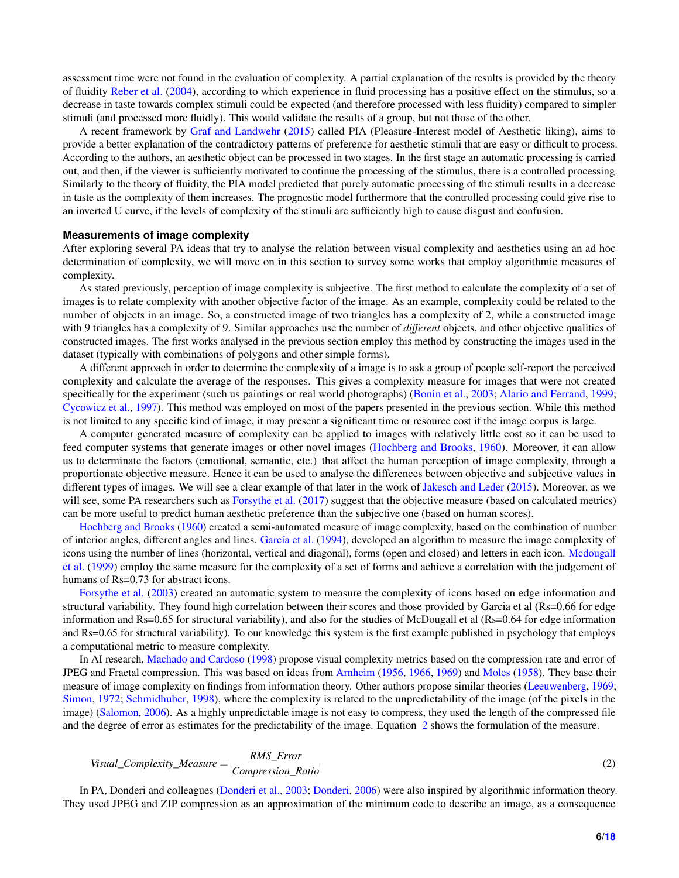assessment time were not found in the evaluation of complexity. A partial explanation of the results is provided by the theory of fluidity Reber et al. (2004), according to which experience in fluid processing has a positive effect on the stimulus, so a decrease in taste towards complex stimuli could be expected (and therefore processed with less fluidity) compared to simpler stimuli (and processed more fluidly). This would validate the results of a group, but not those of the other.

A recent framework by Graf and Landwehr (2015) called PIA (Pleasure-Interest model of Aesthetic liking), aims to provide a better explanation of the contradictory patterns of preference for aesthetic stimuli that are easy or difficult to process. According to the authors, an aesthetic object can be processed in two stages. In the first stage an automatic processing is carried out, and then, if the viewer is sufficiently motivated to continue the processing of the stimulus, there is a controlled processing. Similarly to the theory of fluidity, the PIA model predicted that purely automatic processing of the stimuli results in a decrease in taste as the complexity of them increases. The prognostic model furthermore that the controlled processing could give rise to an inverted U curve, if the levels of complexity of the stimuli are sufficiently high to cause disgust and confusion.

### Measurements of image complexity

After exploring several PA ideas that try to analyse the relation between visual complexity and aesthetics using an ad hoc determination of complexity, we will move on in this section to survey some works that employ algorithmic measures of complexity.

As stated previously, perception of image complexity is subjective. The first method to calculate the complexity of a set of images is to relate complexity with another objective factor of the image. As an example, complexity could be related to the number of objects in an image. So, a constructed image of two triangles has a complexity of 2, while a constructed image with 9 triangles has a complexity of 9. Similar approaches use the number of *different* objects, and other objective qualities of constructed images. The first works analysed in the previous section employ this method by constructing the images used in the dataset (typically with combinations of polygons and other simple forms).

A different approach in order to determine the complexity of a image is to ask a group of people self-report the perceived complexity and calculate the average of the responses. This gives a complexity measure for images that were not created specifically for the experiment (such us paintings or real world photographs) (Bonin et al., 2003; Alario and Ferrand, 1999; Cycowicz et al., 1997). This method was employed on most of the papers presented in the previous section. While this method is not limited to any specific kind of image, it may present a significant time or resource cost if the image corpus is large.

A computer generated measure of complexity can be applied to images with relatively little cost so it can be used to feed computer systems that generate images or other novel images (Hochberg and Brooks, 1960). Moreover, it can allow us to determinate the factors (emotional, semantic, etc.) that affect the human perception of image complexity, through a proportionate objective measure. Hence it can be used to analyse the differences between objective and subjective values in different types of images. We will see a clear example of that later in the work of Jakesch and Leder (2015). Moreover, as we will see, some PA researchers such as Forsythe et al. (2017) suggest that the objective measure (based on calculated metrics) can be more useful to predict human aesthetic preference than the subjective one (based on human scores).

Hochberg and Brooks (1960) created a semi-automated measure of image complexity, based on the combination of number of interior angles, different angles and lines. García et al. (1994), developed an algorithm to measure the image complexity of icons using the number of lines (horizontal, vertical and diagonal), forms (open and closed) and letters in each icon. Mcdougall et al. (1999) employ the same measure for the complexity of a set of forms and achieve a correlation with the judgement of humans of Rs=0.73 for abstract icons.

Forsythe et al. (2003) created an automatic system to measure the complexity of icons based on edge information and structural variability. They found high correlation between their scores and those provided by Garcia et al (Rs=0.66 for edge information and Rs=0.65 for structural variability), and also for the studies of McDougall et al (Rs=0.64 for edge information and Rs=0.65 for structural variability). To our knowledge this system is the first example published in psychology that employs a computational metric to measure complexity.

In AI research, Machado and Cardoso (1998) propose visual complexity metrics based on the compression rate and error of JPEG and Fractal compression. This was based on ideas from Arnheim (1956, 1966, 1969) and Moles (1958). They base their measure of image complexity on findings from information theory. Other authors propose similar theories (Leeuwenberg, 1969; Simon, 1972; Schmidhuber, 1998), where the complexity is related to the unpredictability of the image (of the pixels in the image) (Salomon, 2006). As a highly unpredictable image is not easy to compress, they used the length of the compressed file and the degree of error as estimates for the predictability of the image. Equation 2 shows the formulation of the measure.

$$Visual\_Complexity\_Measure = \frac{RMS\_Error}{Compression\_Ratio} \tag{2}$$

In PA, Donderi and colleagues (Donderi et al., 2003; Donderi, 2006) were also inspired by algorithmic information theory. They used JPEG and ZIP compression as an approximation of the minimum code to describe an image, as a consequence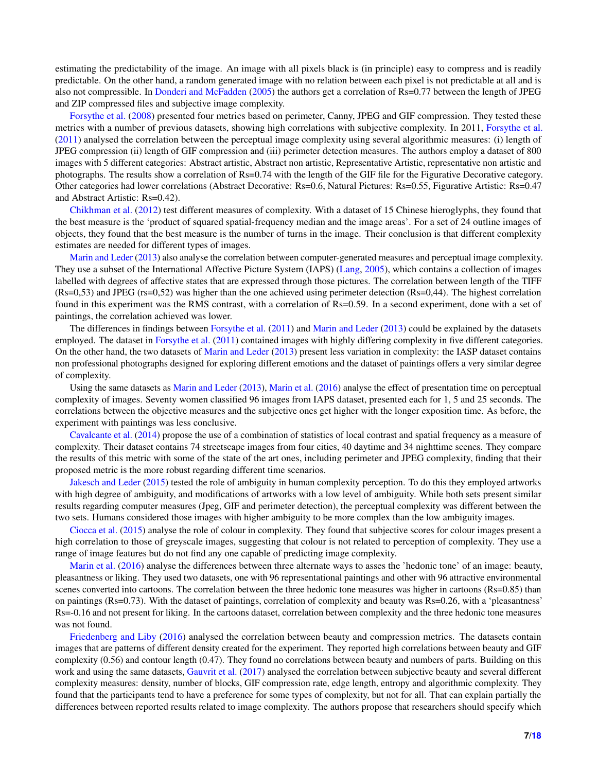estimating the predictability of the image. An image with all pixels black is (in principle) easy to compress and is readily predictable. On the other hand, a random generated image with no relation between each pixel is not predictable at all and is also not compressible. In Donderi and McFadden (2005) the authors get a correlation of Rs=0.77 between the length of JPEG and ZIP compressed files and subjective image complexity.

Forsythe et al. (2008) presented four metrics based on perimeter, Canny, JPEG and GIF compression. They tested these metrics with a number of previous datasets, showing high correlations with subjective complexity. In 2011, Forsythe et al. (2011) analysed the correlation between the perceptual image complexity using several algorithmic measures: (i) length of JPEG compression (ii) length of GIF compression and (iii) perimeter detection measures. The authors employ a dataset of 800 images with 5 different categories: Abstract artistic, Abstract non artistic, Representative Artistic, representative non artistic and photographs. The results show a correlation of Rs=0.74 with the length of the GIF file for the Figurative Decorative category. Other categories had lower correlations (Abstract Decorative: Rs=0.6, Natural Pictures: Rs=0.55, Figurative Artistic: Rs=0.47 and Abstract Artistic: Rs=0.42).

Chikhman et al. (2012) test different measures of complexity. With a dataset of 15 Chinese hieroglyphs, they found that the best measure is the 'product of squared spatial-frequency median and the image areas'. For a set of 24 outline images of objects, they found that the best measure is the number of turns in the image. Their conclusion is that different complexity estimates are needed for different types of images.

Marin and Leder (2013) also analyse the correlation between computer-generated measures and perceptual image complexity. They use a subset of the International Affective Picture System (IAPS) (Lang, 2005), which contains a collection of images labelled with degrees of affective states that are expressed through those pictures. The correlation between length of the TIFF (Rs=0,53) and JPEG (rs=0,52) was higher than the one achieved using perimeter detection (Rs=0,44). The highest correlation found in this experiment was the RMS contrast, with a correlation of Rs=0.59. In a second experiment, done with a set of paintings, the correlation achieved was lower.

The differences in findings between Forsythe et al. (2011) and Marin and Leder (2013) could be explained by the datasets employed. The dataset in Forsythe et al. (2011) contained images with highly differing complexity in five different categories. On the other hand, the two datasets of Marin and Leder (2013) present less variation in complexity: the IASP dataset contains non professional photographs designed for exploring different emotions and the dataset of paintings offers a very similar degree of complexity.

Using the same datasets as Marin and Leder (2013), Marin et al. (2016) analyse the effect of presentation time on perceptual complexity of images. Seventy women classified 96 images from IAPS dataset, presented each for 1, 5 and 25 seconds. The correlations between the objective measures and the subjective ones get higher with the longer exposition time. As before, the experiment with paintings was less conclusive.

Cavalcante et al. (2014) propose the use of a combination of statistics of local contrast and spatial frequency as a measure of complexity. Their dataset contains 74 streetscape images from four cities, 40 daytime and 34 nighttime scenes. They compare the results of this metric with some of the state of the art ones, including perimeter and JPEG complexity, finding that their proposed metric is the more robust regarding different time scenarios.

Jakesch and Leder (2015) tested the role of ambiguity in human complexity perception. To do this they employed artworks with high degree of ambiguity, and modifications of artworks with a low level of ambiguity. While both sets present similar results regarding computer measures (Jpeg, GIF and perimeter detection), the perceptual complexity was different between the two sets. Humans considered those images with higher ambiguity to be more complex than the low ambiguity images.

Ciocca et al. (2015) analyse the role of colour in complexity. They found that subjective scores for colour images present a high correlation to those of greyscale images, suggesting that colour is not related to perception of complexity. They use a range of image features but do not find any one capable of predicting image complexity.

Marin et al. (2016) analyse the differences between three alternate ways to asses the 'hedonic tone' of an image: beauty, pleasantness or liking. They used two datasets, one with 96 representational paintings and other with 96 attractive environmental scenes converted into cartoons. The correlation between the three hedonic tone measures was higher in cartoons (Rs=0.85) than on paintings (Rs=0.73). With the dataset of paintings, correlation of complexity and beauty was Rs=0.26, with a 'pleasantness' Rs=-0.16 and not present for liking. In the cartoons dataset, correlation between complexity and the three hedonic tone measures was not found.

Friedenberg and Liby (2016) analysed the correlation between beauty and compression metrics. The datasets contain images that are patterns of different density created for the experiment. They reported high correlations between beauty and GIF complexity (0.56) and contour length (0.47). They found no correlations between beauty and numbers of parts. Building on this work and using the same datasets, Gauvrit et al. (2017) analysed the correlation between subjective beauty and several different complexity measures: density, number of blocks, GIF compression rate, edge length, entropy and algorithmic complexity. They found that the participants tend to have a preference for some types of complexity, but not for all. That can explain partially the differences between reported results related to image complexity. The authors propose that researchers should specify which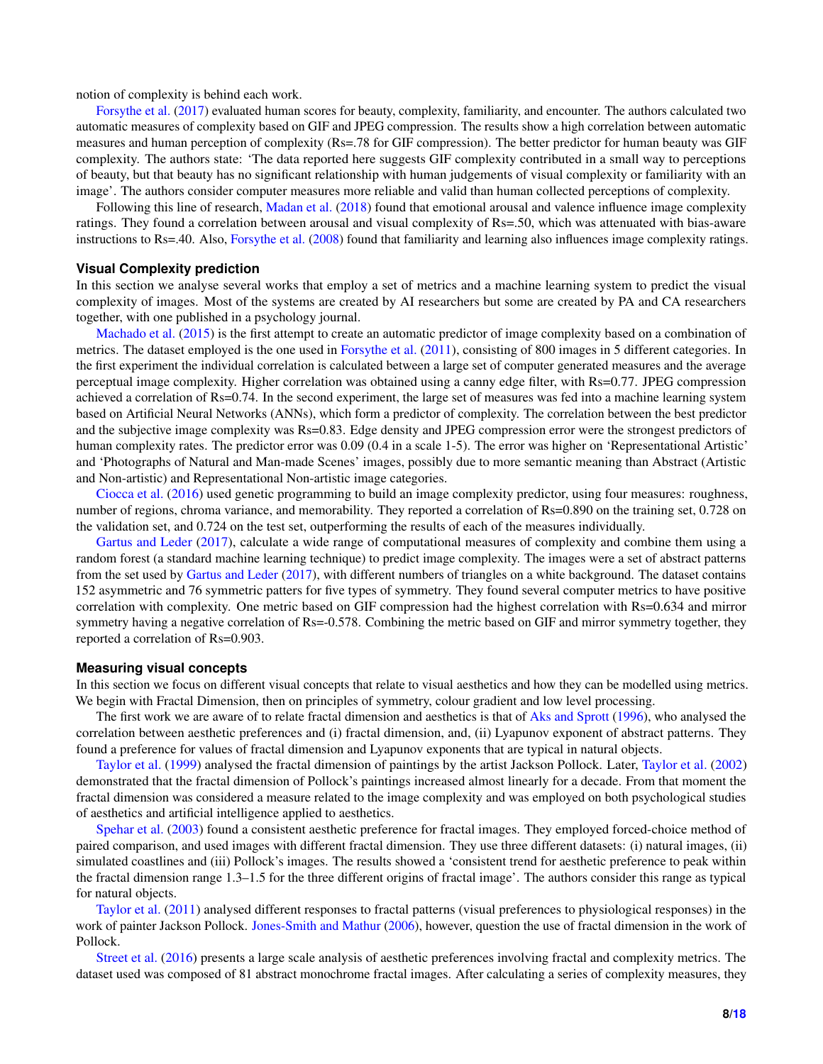notion of complexity is behind each work.

Forsythe et al. (2017) evaluated human scores for beauty, complexity, familiarity, and encounter. The authors calculated two automatic measures of complexity based on GIF and JPEG compression. The results show a high correlation between automatic measures and human perception of complexity (Rs=.78 for GIF compression). The better predictor for human beauty was GIF complexity. The authors state: 'The data reported here suggests GIF complexity contributed in a small way to perceptions of beauty, but that beauty has no significant relationship with human judgements of visual complexity or familiarity with an image'. The authors consider computer measures more reliable and valid than human collected perceptions of complexity.

Following this line of research, Madan et al. (2018) found that emotional arousal and valence influence image complexity ratings. They found a correlation between arousal and visual complexity of Rs=.50, which was attenuated with bias-aware instructions to Rs=.40. Also, Forsythe et al. (2008) found that familiarity and learning also influences image complexity ratings.

### Visual Complexity prediction

In this section we analyse several works that employ a set of metrics and a machine learning system to predict the visual complexity of images. Most of the systems are created by AI researchers but some are created by PA and CA researchers together, with one published in a psychology journal.

Machado et al. (2015) is the first attempt to create an automatic predictor of image complexity based on a combination of metrics. The dataset employed is the one used in Forsythe et al. (2011), consisting of 800 images in 5 different categories. In the first experiment the individual correlation is calculated between a large set of computer generated measures and the average perceptual image complexity. Higher correlation was obtained using a canny edge filter, with Rs=0.77. JPEG compression achieved a correlation of Rs=0.74. In the second experiment, the large set of measures was fed into a machine learning system based on Artificial Neural Networks (ANNs), which form a predictor of complexity. The correlation between the best predictor and the subjective image complexity was Rs=0.83. Edge density and JPEG compression error were the strongest predictors of human complexity rates. The predictor error was 0.09 (0.4 in a scale 1-5). The error was higher on 'Representational Artistic' and 'Photographs of Natural and Man-made Scenes' images, possibly due to more semantic meaning than Abstract (Artistic and Non-artistic) and Representational Non-artistic image categories.

Ciocca et al. (2016) used genetic programming to build an image complexity predictor, using four measures: roughness, number of regions, chroma variance, and memorability. They reported a correlation of Rs=0.890 on the training set, 0.728 on the validation set, and 0.724 on the test set, outperforming the results of each of the measures individually.

Gartus and Leder (2017), calculate a wide range of computational measures of complexity and combine them using a random forest (a standard machine learning technique) to predict image complexity. The images were a set of abstract patterns from the set used by Gartus and Leder (2017), with different numbers of triangles on a white background. The dataset contains 152 asymmetric and 76 symmetric patters for five types of symmetry. They found several computer metrics to have positive correlation with complexity. One metric based on GIF compression had the highest correlation with Rs=0.634 and mirror symmetry having a negative correlation of Rs=-0.578. Combining the metric based on GIF and mirror symmetry together, they reported a correlation of Rs=0.903.

### Measuring visual concepts

In this section we focus on different visual concepts that relate to visual aesthetics and how they can be modelled using metrics. We begin with Fractal Dimension, then on principles of symmetry, colour gradient and low level processing.

The first work we are aware of to relate fractal dimension and aesthetics is that of Aks and Sprott (1996), who analysed the correlation between aesthetic preferences and (i) fractal dimension, and, (ii) Lyapunov exponent of abstract patterns. They found a preference for values of fractal dimension and Lyapunov exponents that are typical in natural objects.

Taylor et al. (1999) analysed the fractal dimension of paintings by the artist Jackson Pollock. Later, Taylor et al. (2002) demonstrated that the fractal dimension of Pollock's paintings increased almost linearly for a decade. From that moment the fractal dimension was considered a measure related to the image complexity and was employed on both psychological studies of aesthetics and artificial intelligence applied to aesthetics.

Spehar et al. (2003) found a consistent aesthetic preference for fractal images. They employed forced-choice method of paired comparison, and used images with different fractal dimension. They use three different datasets: (i) natural images, (ii) simulated coastlines and (iii) Pollock's images. The results showed a 'consistent trend for aesthetic preference to peak within the fractal dimension range 1.3–1.5 for the three different origins of fractal image'. The authors consider this range as typical for natural objects.

Taylor et al. (2011) analysed different responses to fractal patterns (visual preferences to physiological responses) in the work of painter Jackson Pollock. Jones-Smith and Mathur (2006), however, question the use of fractal dimension in the work of Pollock.

Street et al. (2016) presents a large scale analysis of aesthetic preferences involving fractal and complexity metrics. The dataset used was composed of 81 abstract monochrome fractal images. After calculating a series of complexity measures, they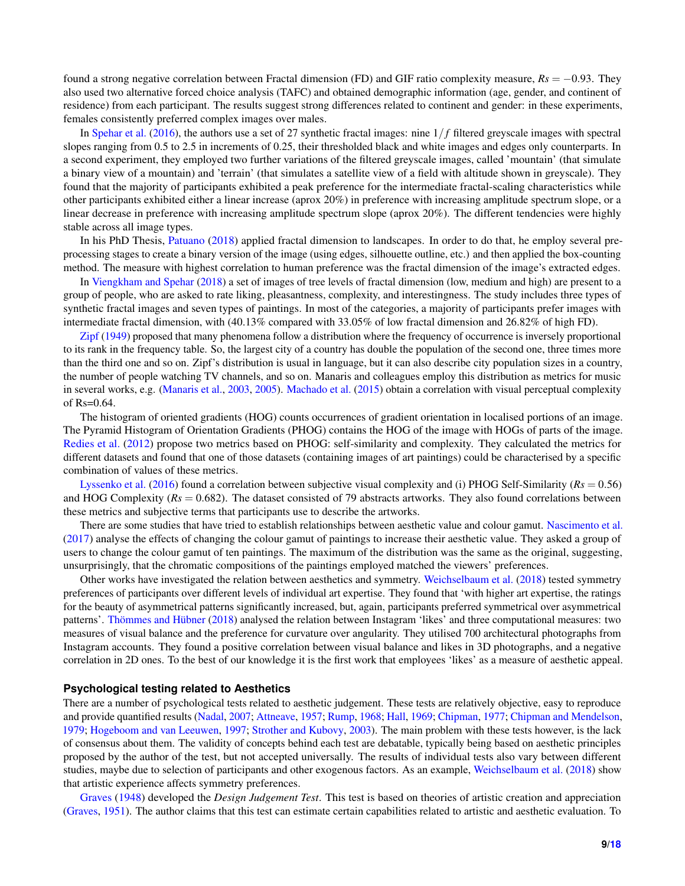found a strong negative correlation between Fractal dimension (FD) and GIF ratio complexity measure, $Rs = -0.93$. They also used two alternative forced choice analysis (TAFC) and obtained demographic information (age, gender, and continent of residence) from each participant. The results suggest strong differences related to continent and gender: in these experiments, females consistently preferred complex images over males.

In Spehar et al. (2016), the authors use a set of 27 synthetic fractal images: nine $1/f$ filtered greyscale images with spectral slopes ranging from 0.5 to 2.5 in increments of 0.25, their thresholded black and white images and edges only counterparts. In a second experiment, they employed two further variations of the filtered greyscale images, called 'mountain' (that simulate a binary view of a mountain) and 'terrain' (that simulates a satellite view of a field with altitude shown in greyscale). They found that the majority of participants exhibited a peak preference for the intermediate fractal-scaling characteristics while other participants exhibited either a linear increase (aprox 20%) in preference with increasing amplitude spectrum slope, or a linear decrease in preference with increasing amplitude spectrum slope (aprox 20%). The different tendencies were highly stable across all image types.

In his PhD Thesis, Patuano (2018) applied fractal dimension to landscapes. In order to do that, he employ several pre-processing stages to create a binary version of the image (using edges, silhouette outline, etc.) and then applied the box-counting method. The measure with highest correlation to human preference was the fractal dimension of the image's extracted edges.

In Viengkham and Spehar (2018) a set of images of tree levels of fractal dimension (low, medium and high) are present to a group of people, who are asked to rate liking, pleasantness, complexity, and interestingness. The study includes three types of synthetic fractal images and seven types of paintings. In most of the categories, a majority of participants prefer images with intermediate fractal dimension, with (40.13% compared with 33.05% of low fractal dimension and 26.82% of high FD).

Zipf (1949) proposed that many phenomena follow a distribution where the frequency of occurrence is inversely proportional to its rank in the frequency table. So, the largest city of a country has double the population of the second one, three times more than the third one and so on. Zipf's distribution is usual in language, but it can also describe city population sizes in a country, the number of people watching TV channels, and so on. Manaris and colleagues employ this distribution as metrics for music in several works, e.g. (Manaris et al., 2003, 2005). Machado et al. (2015) obtain a correlation with visual perceptual complexity of Rs=0.64.

The histogram of oriented gradients (HOG) counts occurrences of gradient orientation in localised portions of an image. The Pyramid Histogram of Orientation Gradients (PHOG) contains the HOG of the image with HOGs of parts of the image. Redies et al. (2012) propose two metrics based on PHOG: self-similarity and complexity. They calculated the metrics for different datasets and found that one of those datasets (containing images of art paintings) could be characterised by a specific combination of values of these metrics.

Lyssenko et al. (2016) found a correlation between subjective visual complexity and (i) PHOG Self-Similarity ($Rs = 0.56$) and HOG Complexity ($Rs = 0.682$). The dataset consisted of 79 abstracts artworks. They also found correlations between these metrics and subjective terms that participants use to describe the artworks.

There are some studies that have tried to establish relationships between aesthetic value and colour gamut. Nascimento et al. (2017) analyse the effects of changing the colour gamut of paintings to increase their aesthetic value. They asked a group of users to change the colour gamut of ten paintings. The maximum of the distribution was the same as the original, suggesting, unsurprisingly, that the chromatic compositions of the paintings employed matched the viewers' preferences.

Other works have investigated the relation between aesthetics and symmetry. Weichselbaum et al. (2018) tested symmetry preferences of participants over different levels of individual art expertise. They found that 'with higher art expertise, the ratings for the beauty of asymmetrical patterns significantly increased, but, again, participants preferred symmetrical over asymmetrical patterns'. Thömmes and Hübner (2018) analysed the relation between Instagram 'likes' and three computational measures: two measures of visual balance and the preference for curvature over angularity. They utilised 700 architectural photographs from Instagram accounts. They found a positive correlation between visual balance and likes in 3D photographs, and a negative correlation in 2D ones. To the best of our knowledge it is the first work that employees 'likes' as a measure of aesthetic appeal.

### Psychological testing related to Aesthetics

There are a number of psychological tests related to aesthetic judgement. These tests are relatively objective, easy to reproduce and provide quantified results (Nadal, 2007; Attneave, 1957; Rump, 1968; Hall, 1969; Chipman, 1977; Chipman and Mendelson, 1979; Hogeboom and van Leeuwen, 1997; Strother and Kubovy, 2003). The main problem with these tests however, is the lack of consensus about them. The validity of concepts behind each test are debatable, typically being based on aesthetic principles proposed by the author of the test, but not accepted universally. The results of individual tests also vary between different studies, maybe due to selection of participants and other exogenous factors. As an example, Weichselbaum et al. (2018) show that artistic experience affects symmetry preferences.

Graves (1948) developed the *Design Judgement Test*. This test is based on theories of artistic creation and appreciation (Graves, 1951). The author claims that this test can estimate certain capabilities related to artistic and aesthetic evaluation. To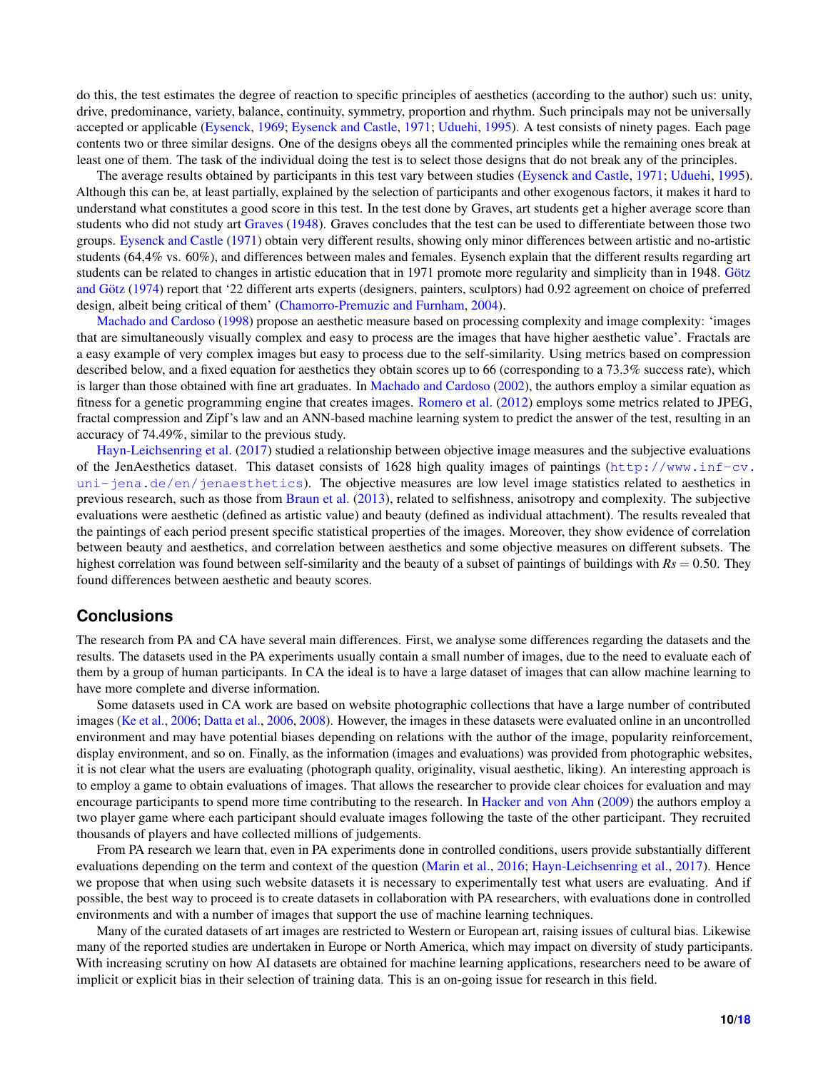do this, the test estimates the degree of reaction to specific principles of aesthetics (according to the author) such us: unity, drive, predominance, variety, balance, continuity, symmetry, proportion and rhythm. Such principals may not be universally accepted or applicable (Eysenck, 1969; Eysenck and Castle, 1971; Uduehi, 1995). A test consists of ninety pages. Each page contents two or three similar designs. One of the designs obeys all the commented principles while the remaining ones break at least one of them. The task of the individual doing the test is to select those designs that do not break any of the principles.

The average results obtained by participants in this test vary between studies (Eysenck and Castle, 1971; Uduehi, 1995). Although this can be, at least partially, explained by the selection of participants and other exogenous factors, it makes it hard to understand what constitutes a good score in this test. In the test done by Graves, art students get a higher average score than students who did not study art Graves (1948). Graves concludes that the test can be used to differentiate between those two groups. Eysenck and Castle (1971) obtain very different results, showing only minor differences between artistic and no-artistic students (64,4% vs. 60%), and differences between males and females. Eysench explain that the different results regarding art students can be related to changes in artistic education that in 1971 promote more regularity and simplicity than in 1948. Götz and Götz (1974) report that '22 different arts experts (designers, painters, sculptors) had 0.92 agreement on choice of preferred design, albeit being critical of them' (Chamorro-Premuzic and Furnham, 2004).

Machado and Cardoso (1998) propose an aesthetic measure based on processing complexity and image complexity: 'images that are simultaneously visually complex and easy to process are the images that have higher aesthetic value'. Fractals are a easy example of very complex images but easy to process due to the self-similarity. Using metrics based on compression described below, and a fixed equation for aesthetics they obtain scores up to 66 (corresponding to a 73.3% success rate), which is larger than those obtained with fine art graduates. In Machado and Cardoso (2002), the authors employ a similar equation as fitness for a genetic programming engine that creates images. Romero et al. (2012) employs some metrics related to JPEG, fractal compression and Zipf's law and an ANN-based machine learning system to predict the answer of the test, resulting in an accuracy of 74.49%, similar to the previous study.

Hayn-Leichsenring et al. (2017) studied a relationship between objective image measures and the subjective evaluations of the JenAesthetics dataset. This dataset consists of 1628 high quality images of paintings (http://www.inf-cv.uni-jena.de/en/jenaesthetics). The objective measures are low level image statistics related to aesthetics in previous research, such as those from Braun et al. (2013), related to selfishness, anisotropy and complexity. The subjective evaluations were aesthetic (defined as artistic value) and beauty (defined as individual attachment). The results revealed that the paintings of each period present specific statistical properties of the images. Moreover, they show evidence of correlation between beauty and aesthetics, and correlation between aesthetics and some objective measures on different subsets. The highest correlation was found between self-similarity and the beauty of a subset of paintings of buildings with $Rs = 0.50$. They found differences between aesthetic and beauty scores.

## Conclusions

The research from PA and CA have several main differences. First, we analyse some differences regarding the datasets and the results. The datasets used in the PA experiments usually contain a small number of images, due to the need to evaluate each of them by a group of human participants. In CA the ideal is to have a large dataset of images that can allow machine learning to have more complete and diverse information.

Some datasets used in CA work are based on website photographic collections that have a large number of contributed images (Ke et al., 2006; Datta et al., 2006, 2008). However, the images in these datasets were evaluated online in an uncontrolled environment and may have potential biases depending on relations with the author of the image, popularity reinforcement, display environment, and so on. Finally, as the information (images and evaluations) was provided from photographic websites, it is not clear what the users are evaluating (photograph quality, originality, visual aesthetic, liking). An interesting approach is to employ a game to obtain evaluations of images. That allows the researcher to provide clear choices for evaluation and may encourage participants to spend more time contributing to the research. In Hacker and von Ahn (2009) the authors employ a two player game where each participant should evaluate images following the taste of the other participant. They recruited thousands of players and have collected millions of judgements.

From PA research we learn that, even in PA experiments done in controlled conditions, users provide substantially different evaluations depending on the term and context of the question (Marin et al., 2016; Hayn-Leichsenring et al., 2017). Hence we propose that when using such website datasets it is necessary to experimentally test what users are evaluating. And if possible, the best way to proceed is to create datasets in collaboration with PA researchers, with evaluations done in controlled environments and with a number of images that support the use of machine learning techniques.

Many of the curated datasets of art images are restricted to Western or European art, raising issues of cultural bias. Likewise many of the reported studies are undertaken in Europe or North America, which may impact on diversity of study participants. With increasing scrutiny on how AI datasets are obtained for machine learning applications, researchers need to be aware of implicit or explicit bias in their selection of training data. This is an on-going issue for research in this field.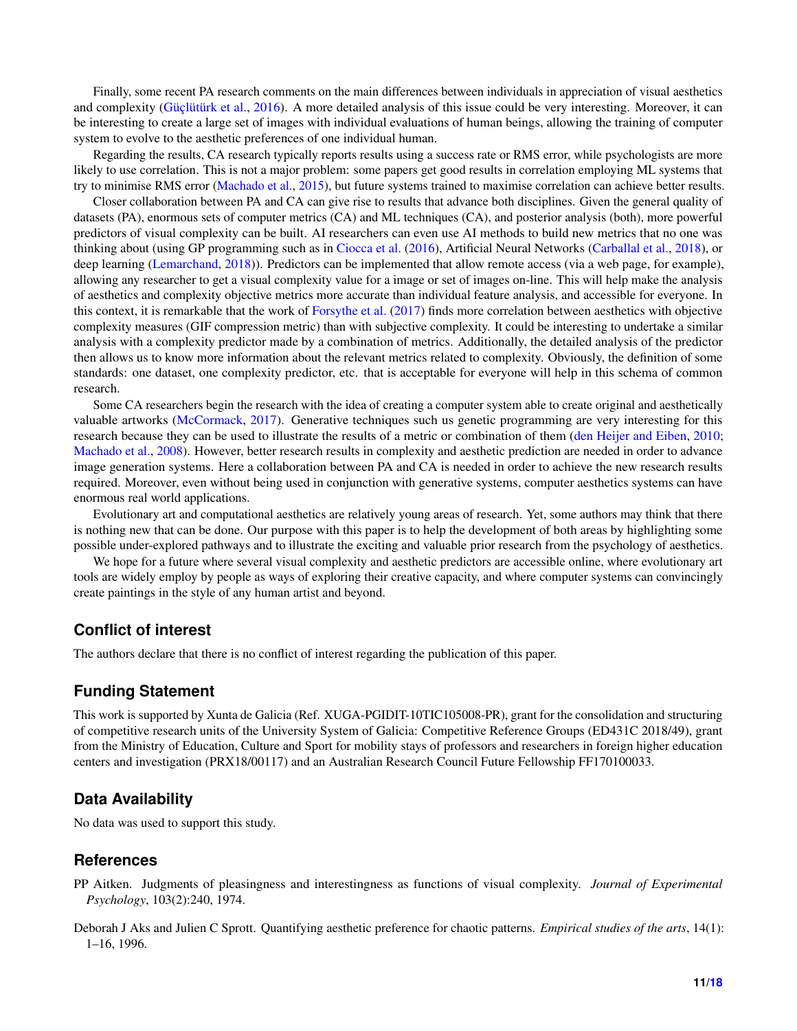Finally, some recent PA research comments on the main differences between individuals in appreciation of visual aesthetics and complexity (Güçlütürk et al., 2016). A more detailed analysis of this issue could be very interesting. Moreover, it can be interesting to create a large set of images with individual evaluations of human beings, allowing the training of computer system to evolve to the aesthetic preferences of one individual human.

Regarding the results, CA research typically reports results using a success rate or RMS error, while psychologists are more likely to use correlation. This is not a major problem: some papers get good results in correlation employing ML systems that try to minimise RMS error (Machado et al., 2015), but future systems trained to maximise correlation can achieve better results.

Closer collaboration between PA and CA can give rise to results that advance both disciplines. Given the general quality of datasets (PA), enormous sets of computer metrics (CA) and ML techniques (CA), and posterior analysis (both), more powerful predictors of visual complexity can be built. AI researchers can even use AI methods to build new metrics that no one was thinking about (using GP programming such as in Ciocca et al. (2016), Artificial Neural Networks (Carballal et al., 2018), or deep learning (Lemarchand, 2018)). Predictors can be implemented that allow remote access (via a web page, for example), allowing any researcher to get a visual complexity value for a image or set of images on-line. This will help make the analysis of aesthetics and complexity objective metrics more accurate than individual feature analysis, and accessible for everyone. In this context, it is remarkable that the work of Forsythe et al. (2017) finds more correlation between aesthetics with objective complexity measures (GIF compression metric) than with subjective complexity. It could be interesting to undertake a similar analysis with a complexity predictor made by a combination of metrics. Additionally, the detailed analysis of the predictor then allows us to know more information about the relevant metrics related to complexity. Obviously, the definition of some standards: one dataset, one complexity predictor, etc. that is acceptable for everyone will help in this schema of common research.

Some CA researchers begin the research with the idea of creating a computer system able to create original and aesthetically valuable artworks (McCormack, 2017). Generative techniques such us genetic programming are very interesting for this research because they can be used to illustrate the results of a metric or combination of them (den Heijer and Eiben, 2010; Machado et al., 2008). However, better research results in complexity and aesthetic prediction are needed in order to advance image generation systems. Here a collaboration between PA and CA is needed in order to achieve the new research results required. Moreover, even without being used in conjunction with generative systems, computer aesthetics systems can have enormous real world applications.

Evolutionary art and computational aesthetics are relatively young areas of research. Yet, some authors may think that there is nothing new that can be done. Our purpose with this paper is to help the development of both areas by highlighting some possible under-explored pathways and to illustrate the exciting and valuable prior research from the psychology of aesthetics.

We hope for a future where several visual complexity and aesthetic predictors are accessible online, where evolutionary art tools are widely employ by people as ways of exploring their creative capacity, and where computer systems can convincingly create paintings in the style of any human artist and beyond.

## Conflict of interest

The authors declare that there is no conflict of interest regarding the publication of this paper.

## Funding Statement

This work is supported by Xunta de Galicia (Ref. XUGA-PGIDIT-10TIC105008-PR), grant for the consolidation and structuring of competitive research units of the University System of Galicia: Competitive Reference Groups (ED431C 2018/49), grant from the Ministry of Education, Culture and Sport for mobility stays of professors and researchers in foreign higher education centers and investigation (PRX18/00117) and an Australian Research Council Future Fellowship FF170100033.

## Data Availability

No data was used to support this study.

## References

PP Aitken. Judgments of pleasingness and interestingness as functions of visual complexity. *Journal of Experimental Psychology*, 103(2):240, 1974.

Deborah J Aks and Julien C Sprott. Quantifying aesthetic preference for chaotic patterns. *Empirical studies of the arts*, 14(1): 1–16, 1996.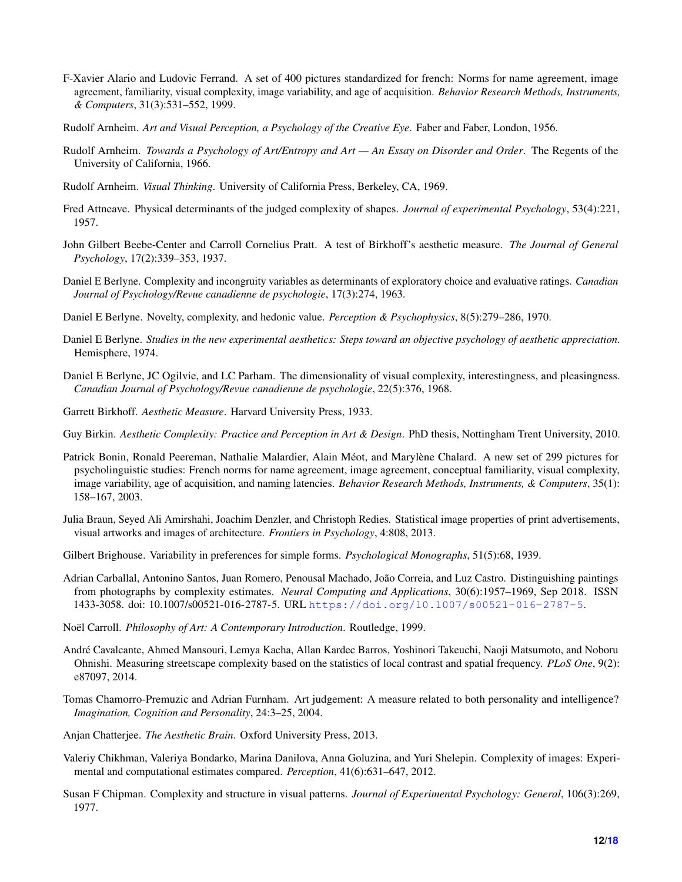F-Xavier Alario and Ludovic Ferrand. A set of 400 pictures standardized for french: Norms for name agreement, image agreement, familiarity, visual complexity, image variability, and age of acquisition. *Behavior Research Methods, Instruments, & Computers*, 31(3):531–552, 1999.

Rudolf Arnheim. *Art and Visual Perception, a Psychology of the Creative Eye*. Faber and Faber, London, 1956.

Rudolf Arnheim. *Towards a Psychology of Art/Entropy and Art — An Essay on Disorder and Order*. The Regents of the University of California, 1966.

Rudolf Arnheim. *Visual Thinking*. University of California Press, Berkeley, CA, 1969.

Fred Attneave. Physical determinants of the judged complexity of shapes. *Journal of experimental Psychology*, 53(4):221, 1957.

John Gilbert Beebe-Center and Carroll Cornelius Pratt. A test of Birkhoff's aesthetic measure. *The Journal of General Psychology*, 17(2):339–353, 1937.

Daniel E Berlyne. Complexity and incongruity variables as determinants of exploratory choice and evaluative ratings. *Canadian Journal of Psychology/Revue canadienne de psychologie*, 17(3):274, 1963.

Daniel E Berlyne. Novelty, complexity, and hedonic value. *Perception & Psychophysics*, 8(5):279–286, 1970.

Daniel E Berlyne. *Studies in the new experimental aesthetics: Steps toward an objective psychology of aesthetic appreciation.* Hemisphere, 1974.

Daniel E Berlyne, JC Ogilvie, and LC Parham. The dimensionality of visual complexity, interestingness, and pleasingness. *Canadian Journal of Psychology/Revue canadienne de psychologie*, 22(5):376, 1968.

Garrett Birkhoff. *Aesthetic Measure*. Harvard University Press, 1933.

Guy Birkin. *Aesthetic Complexity: Practice and Perception in Art & Design*. PhD thesis, Nottingham Trent University, 2010.

Patrick Bonin, Ronald Peereman, Nathalie Malardier, Alain Méot, and Marylène Chalard. A new set of 299 pictures for psycholinguistic studies: French norms for name agreement, image agreement, conceptual familiarity, visual complexity, image variability, age of acquisition, and naming latencies. *Behavior Research Methods, Instruments, & Computers*, 35(1): 158–167, 2003.

Julia Braun, Seyed Ali Amirshahi, Joachim Denzler, and Christoph Redies. Statistical image properties of print advertisements, visual artworks and images of architecture. *Frontiers in Psychology*, 4:808, 2013.

Gilbert Brighouse. Variability in preferences for simple forms. *Psychological Monographs*, 51(5):68, 1939.

Adrian Carballal, Antonino Santos, Juan Romero, Penousal Machado, João Correia, and Luz Castro. Distinguishing paintings from photographs by complexity estimates. *Neural Computing and Applications*, 30(6):1957–1969, Sep 2018. ISSN 1433-3058. doi: 10.1007/s00521-016-2787-5. URL https://doi.org/10.1007/s00521-016-2787-5.

Noël Carroll. *Philosophy of Art: A Contemporary Introduction*. Routledge, 1999.

André Cavalcante, Ahmed Mansouri, Lemya Kacha, Allan Kardec Barros, Yoshinori Takeuchi, Naoji Matsumoto, and Noboru Ohnishi. Measuring streetscape complexity based on the statistics of local contrast and spatial frequency. *PLoS One*, 9(2): e87097, 2014.

Tomas Chamorro-Premuzic and Adrian Furnham. Art judgement: A measure related to both personality and intelligence? *Imagination, Cognition and Personality*, 24:3–25, 2004.

Anjan Chatterjee. *The Aesthetic Brain*. Oxford University Press, 2013.

Valeriy Chikhman, Valeriya Bondarko, Marina Danilova, Anna Goluzina, and Yuri Shelepin. Complexity of images: Experimental and computational estimates compared. *Perception*, 41(6):631–647, 2012.

Susan F Chipman. Complexity and structure in visual patterns. *Journal of Experimental Psychology: General*, 106(3):269, 1977.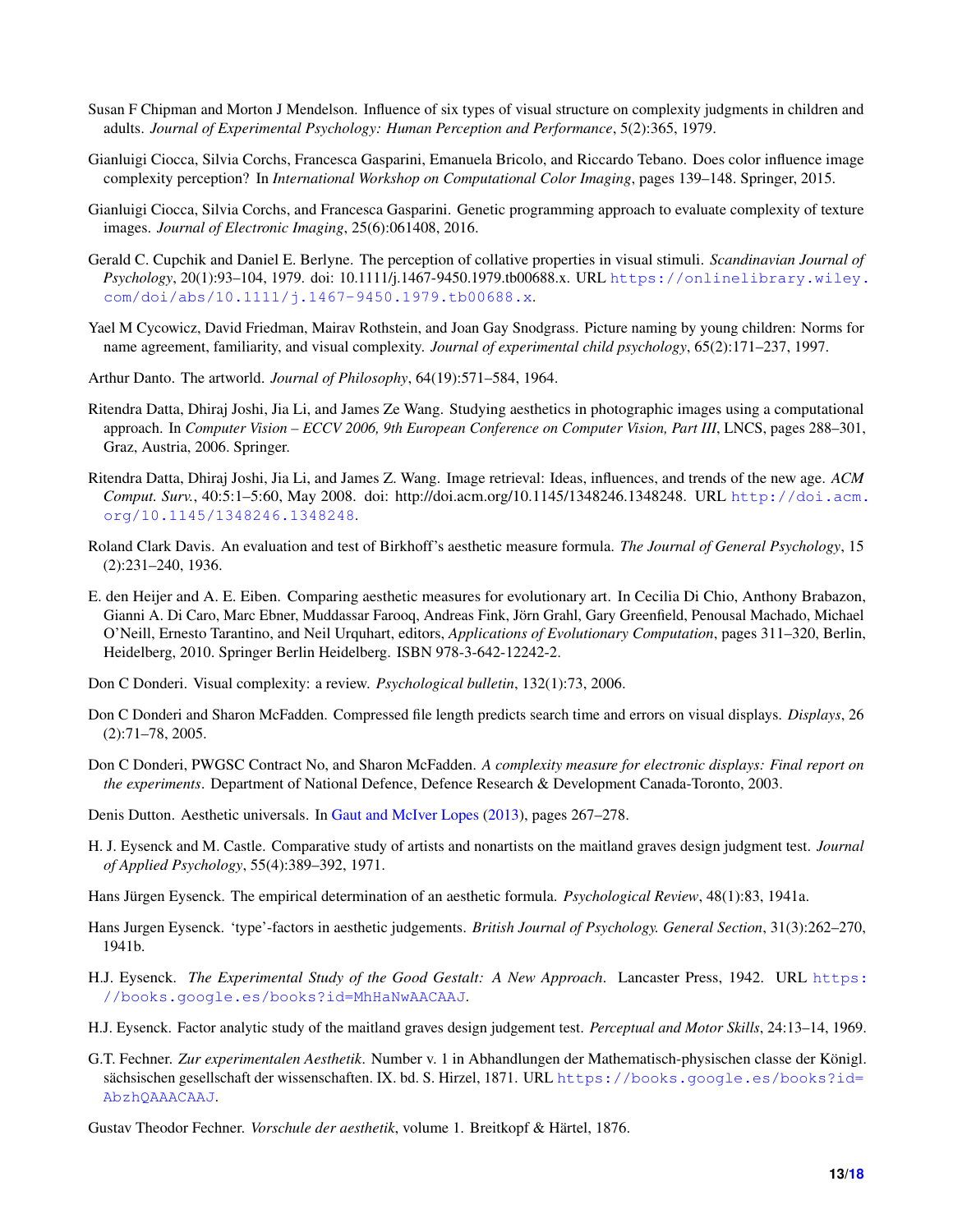Susan F Chipman and Morton J Mendelson. Influence of six types of visual structure on complexity judgments in children and adults. *Journal of Experimental Psychology: Human Perception and Performance*, 5(2):365, 1979.

Gianluigi Ciocca, Silvia Corchs, Francesca Gasparini, Emanuela Bricolo, and Riccardo Tebano. Does color influence image complexity perception? In *International Workshop on Computational Color Imaging*, pages 139–148. Springer, 2015.

Gianluigi Ciocca, Silvia Corchs, and Francesca Gasparini. Genetic programming approach to evaluate complexity of texture images. *Journal of Electronic Imaging*, 25(6):061408, 2016.

Gerald C. Cupchik and Daniel E. Berlyne. The perception of collative properties in visual stimuli. *Scandinavian Journal of Psychology*, 20(1):93–104, 1979. doi: 10.1111/j.1467-9450.1979.tb00688.x. URL https://onlinelibrary.wiley.com/doi/abs/10.1111/j.1467-9450.1979.tb00688.x.

Yael M Cycowicz, David Friedman, Mairav Rothstein, and Joan Gay Snodgrass. Picture naming by young children: Norms for name agreement, familiarity, and visual complexity. *Journal of experimental child psychology*, 65(2):171–237, 1997.

Arthur Danto. The artworld. *Journal of Philosophy*, 64(19):571–584, 1964.

Ritendra Datta, Dhiraj Joshi, Jia Li, and James Ze Wang. Studying aesthetics in photographic images using a computational approach. In *Computer Vision – ECCV 2006, 9th European Conference on Computer Vision, Part III*, LNCS, pages 288–301, Graz, Austria, 2006. Springer.

Ritendra Datta, Dhiraj Joshi, Jia Li, and James Z. Wang. Image retrieval: Ideas, influences, and trends of the new age. *ACM Comput. Surv.*, 40:5:1–5:60, May 2008. doi: http://doi.acm.org/10.1145/1348246.1348248. URL http://doi.acm.org/10.1145/1348246.1348248.

Roland Clark Davis. An evaluation and test of Birkhoff's aesthetic measure formula. *The Journal of General Psychology*, 15 (2):231–240, 1936.

E. den Heijer and A. E. Eiben. Comparing aesthetic measures for evolutionary art. In Cecilia Di Chio, Anthony Brabazon, Gianni A. Di Caro, Marc Ebner, Muddassar Farooq, Andreas Fink, Jörn Grahl, Gary Greenfield, Penousal Machado, Michael O'Neill, Ernesto Tarantino, and Neil Urquhart, editors, *Applications of Evolutionary Computation*, pages 311–320, Berlin, Heidelberg, 2010. Springer Berlin Heidelberg. ISBN 978-3-642-12242-2.

Don C Donderi. Visual complexity: a review. *Psychological bulletin*, 132(1):73, 2006.

Don C Donderi and Sharon McFadden. Compressed file length predicts search time and errors on visual displays. *Displays*, 26 (2):71–78, 2005.

Don C Donderi, PWGSC Contract No, and Sharon McFadden. *A complexity measure for electronic displays: Final report on the experiments*. Department of National Defence, Defence Research & Development Canada-Toronto, 2003.

Denis Dutton. Aesthetic universals. In Gaut and McIver Lopes (2013), pages 267–278.

H. J. Eysenck and M. Castle. Comparative study of artists and nonartists on the maitland graves design judgment test. *Journal of Applied Psychology*, 55(4):389–392, 1971.

Hans Jürgen Eysenck. The empirical determination of an aesthetic formula. *Psychological Review*, 48(1):83, 1941a.

Hans Jurgen Eysenck. 'type'-factors in aesthetic judgements. *British Journal of Psychology. General Section*, 31(3):262–270, 1941b.

H.J. Eysenck. *The Experimental Study of the Good Gestalt: A New Approach*. Lancaster Press, 1942. URL https://books.google.es/books?id=MhHaNwAACAAJ.

H.J. Eysenck. Factor analytic study of the maitland graves design judgement test. *Perceptual and Motor Skills*, 24:13–14, 1969.

G.T. Fechner. *Zur experimentalen Aesthetik*. Number v. 1 in Abhandlungen der Mathematisch-physischen classe der Königl. sächsischen gesellschaft der wissenschaften. IX. bd. S. Hirzel, 1871. URL https://books.google.es/books?id=AbzhQAAACAAJ.

Gustav Theodor Fechner. *Vorschule der aesthetik*, volume 1. Breitkopf & Härtel, 1876.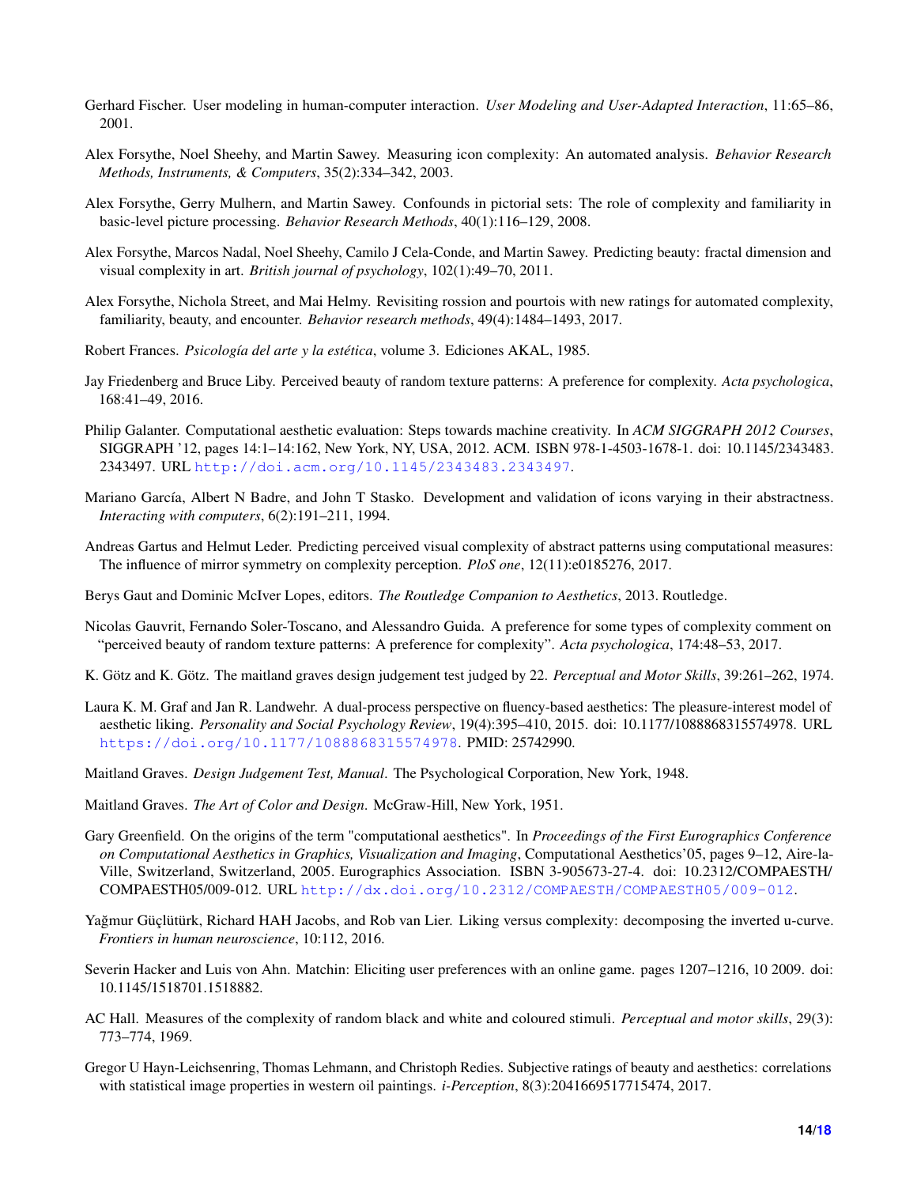Gerhard Fischer. User modeling in human-computer interaction. *User Modeling and User-Adapted Interaction*, 11:65–86, 2001.

Alex Forsythe, Noel Sheehy, and Martin Sawey. Measuring icon complexity: An automated analysis. *Behavior Research Methods, Instruments, & Computers*, 35(2):334–342, 2003.

Alex Forsythe, Gerry Mulhern, and Martin Sawey. Confounds in pictorial sets: The role of complexity and familiarity in basic-level picture processing. *Behavior Research Methods*, 40(1):116–129, 2008.

Alex Forsythe, Marcos Nadal, Noel Sheehy, Camilo J Cela-Conde, and Martin Sawey. Predicting beauty: fractal dimension and visual complexity in art. *British journal of psychology*, 102(1):49–70, 2011.

Alex Forsythe, Nichola Street, and Mai Helmy. Revisiting rossion and pourtois with new ratings for automated complexity, familiarity, beauty, and encounter. *Behavior research methods*, 49(4):1484–1493, 2017.

Robert Frances. *Psicología del arte y la estética*, volume 3. Ediciones AKAL, 1985.

Jay Friedenberg and Bruce Liby. Perceived beauty of random texture patterns: A preference for complexity. *Acta psychologica*, 168:41–49, 2016.

Philip Galanter. Computational aesthetic evaluation: Steps towards machine creativity. In *ACM SIGGRAPH 2012 Courses*, SIGGRAPH '12, pages 14:1–14:162, New York, NY, USA, 2012. ACM. ISBN 978-1-4503-1678-1. doi: 10.1145/2343483.2343497. URL http://doi.acm.org/10.1145/2343483.2343497.

Mariano García, Albert N Badre, and John T Stasko. Development and validation of icons varying in their abstractness. *Interacting with computers*, 6(2):191–211, 1994.

Andreas Gartus and Helmut Leder. Predicting perceived visual complexity of abstract patterns using computational measures: The influence of mirror symmetry on complexity perception. *PloS one*, 12(11):e0185276, 2017.

Berys Gaut and Dominic McIver Lopes, editors. *The Routledge Companion to Aesthetics*, 2013. Routledge.

Nicolas Gauvrit, Fernando Soler-Toscano, and Alessandro Guida. A preference for some types of complexity comment on "perceived beauty of random texture patterns: A preference for complexity". *Acta psychologica*, 174:48–53, 2017.

K. Götz and K. Götz. The maitland graves design judgement test judged by 22. *Perceptual and Motor Skills*, 39:261–262, 1974.

Laura K. M. Graf and Jan R. Landwehr. A dual-process perspective on fluency-based aesthetics: The pleasure-interest model of aesthetic liking. *Personality and Social Psychology Review*, 19(4):395–410, 2015. doi: 10.1177/1088868315574978. URL https://doi.org/10.1177/1088868315574978. PMID: 25742990.

Maitland Graves. *Design Judgement Test, Manual*. The Psychological Corporation, New York, 1948.

Maitland Graves. *The Art of Color and Design*. McGraw-Hill, New York, 1951.

Gary Greenfield. On the origins of the term "computational aesthetics". In *Proceedings of the First Eurographics Conference on Computational Aesthetics in Graphics, Visualization and Imaging*, Computational Aesthetics'05, pages 9–12, Aire-la-Ville, Switzerland, Switzerland, 2005. Eurographics Association. ISBN 3-905673-27-4. doi: 10.2312/COMPAESTH/COMPAESTH05/009-012. URL http://dx.doi.org/10.2312/COMPAESTH/COMPAESTH05/009-012.

Yağmur Güçlütürk, Richard HAH Jacobs, and Rob van Lier. Liking versus complexity: decomposing the inverted u-curve. *Frontiers in human neuroscience*, 10:112, 2016.

Severin Hacker and Luis von Ahn. Matchin: Eliciting user preferences with an online game. pages 1207–1216, 10 2009. doi: 10.1145/1518701.1518882.

AC Hall. Measures of the complexity of random black and white and coloured stimuli. *Perceptual and motor skills*, 29(3): 773–774, 1969.

Gregor U Hayn-Leichsenring, Thomas Lehmann, and Christoph Redies. Subjective ratings of beauty and aesthetics: correlations with statistical image properties in western oil paintings. *i-Perception*, 8(3):2041669517715474, 2017.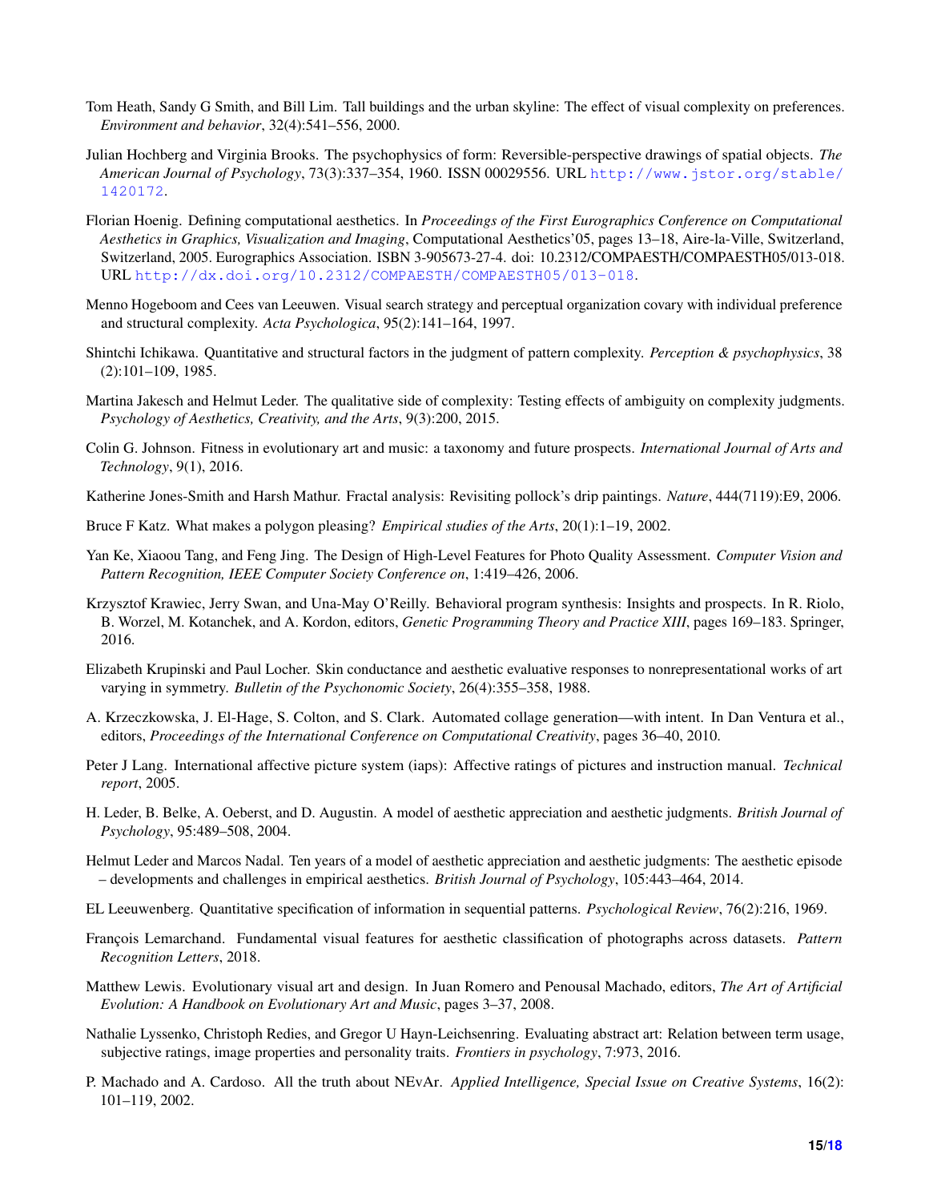Tom Heath, Sandy G Smith, and Bill Lim. Tall buildings and the urban skyline: The effect of visual complexity on preferences. *Environment and behavior*, 32(4):541–556, 2000.

Julian Hochberg and Virginia Brooks. The psychophysics of form: Reversible-perspective drawings of spatial objects. *The American Journal of Psychology*, 73(3):337–354, 1960. ISSN 00029556. URL http://www.jstor.org/stable/1420172.

Florian Hoenig. Defining computational aesthetics. In *Proceedings of the First Eurographics Conference on Computational Aesthetics in Graphics, Visualization and Imaging*, Computational Aesthetics'05, pages 13–18, Aire-la-Ville, Switzerland, Switzerland, 2005. Eurographics Association. ISBN 3-905673-27-4. doi: 10.2312/COMPAESTH/COMPAESTH05/013-018. URL http://dx.doi.org/10.2312/COMPAESTH/COMPAESTH05/013-018.

Menno Hogeboom and Cees van Leeuwen. Visual search strategy and perceptual organization covary with individual preference and structural complexity. *Acta Psychologica*, 95(2):141–164, 1997.

Shintchi Ichikawa. Quantitative and structural factors in the judgment of pattern complexity. *Perception & psychophysics*, 38 (2):101–109, 1985.

Martina Jakesch and Helmut Leder. The qualitative side of complexity: Testing effects of ambiguity on complexity judgments. *Psychology of Aesthetics, Creativity, and the Arts*, 9(3):200, 2015.

Colin G. Johnson. Fitness in evolutionary art and music: a taxonomy and future prospects. *International Journal of Arts and Technology*, 9(1), 2016.

Katherine Jones-Smith and Harsh Mathur. Fractal analysis: Revisiting pollock's drip paintings. *Nature*, 444(7119):E9, 2006.

Bruce F Katz. What makes a polygon pleasing? *Empirical studies of the Arts*, 20(1):1–19, 2002.

Yan Ke, Xiaoou Tang, and Feng Jing. The Design of High-Level Features for Photo Quality Assessment. *Computer Vision and Pattern Recognition, IEEE Computer Society Conference on*, 1:419–426, 2006.

Krzysztof Krawiec, Jerry Swan, and Una-May O'Reilly. Behavioral program synthesis: Insights and prospects. In R. Riolo, B. Worzel, M. Kotanchek, and A. Kordon, editors, *Genetic Programming Theory and Practice XIII*, pages 169–183. Springer, 2016.

Elizabeth Krupinski and Paul Locher. Skin conductance and aesthetic evaluative responses to nonrepresentational works of art varying in symmetry. *Bulletin of the Psychonomic Society*, 26(4):355–358, 1988.

A. Krzeczkowska, J. El-Hage, S. Colton, and S. Clark. Automated collage generation—with intent. In Dan Ventura et al., editors, *Proceedings of the International Conference on Computational Creativity*, pages 36–40, 2010.

Peter J Lang. International affective picture system (iaps): Affective ratings of pictures and instruction manual. *Technical report*, 2005.

H. Leder, B. Belke, A. Oeberst, and D. Augustin. A model of aesthetic appreciation and aesthetic judgments. *British Journal of Psychology*, 95:489–508, 2004.

Helmut Leder and Marcos Nadal. Ten years of a model of aesthetic appreciation and aesthetic judgments: The aesthetic episode – developments and challenges in empirical aesthetics. *British Journal of Psychology*, 105:443–464, 2014.

EL Leeuwenberg. Quantitative specification of information in sequential patterns. *Psychological Review*, 76(2):216, 1969.

François Lemarchand. Fundamental visual features for aesthetic classification of photographs across datasets. *Pattern Recognition Letters*, 2018.

Matthew Lewis. Evolutionary visual art and design. In Juan Romero and Penousal Machado, editors, *The Art of Artificial Evolution: A Handbook on Evolutionary Art and Music*, pages 3–37, 2008.

Nathalie Lyssenko, Christoph Redies, and Gregor U Hayn-Leichsenring. Evaluating abstract art: Relation between term usage, subjective ratings, image properties and personality traits. *Frontiers in psychology*, 7:973, 2016.

P. Machado and A. Cardoso. All the truth about NEvAr. *Applied Intelligence, Special Issue on Creative Systems*, 16(2): 101–119, 2002.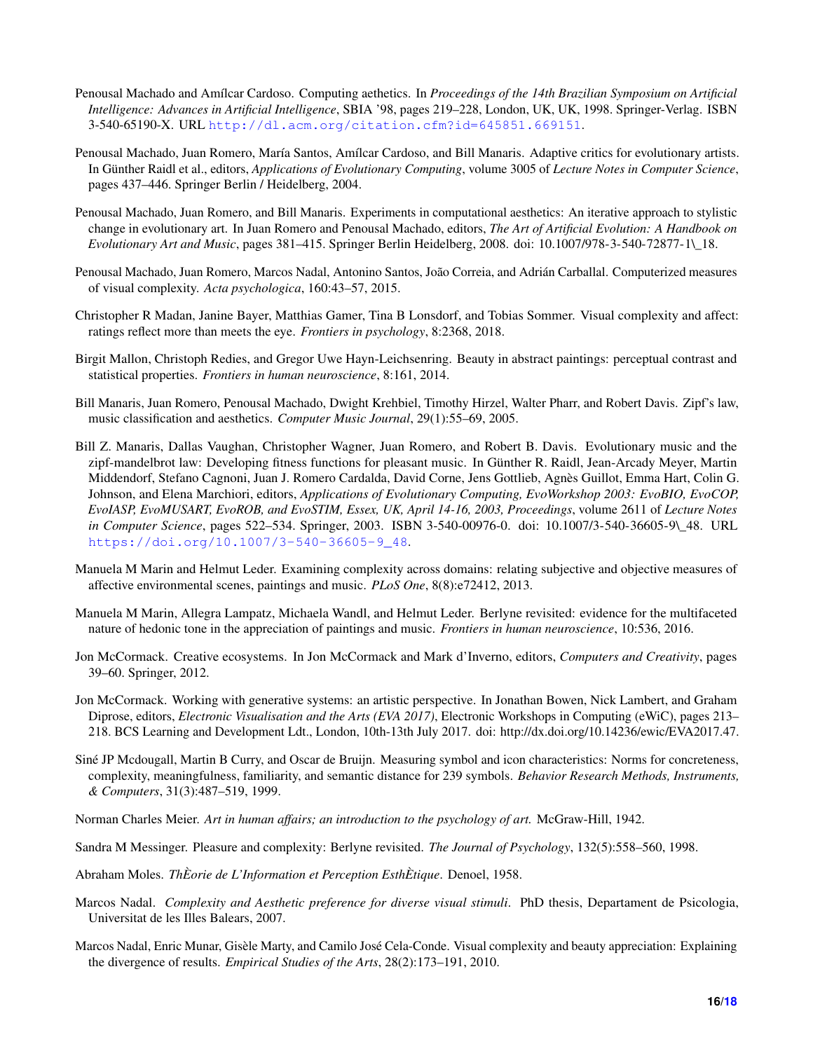Penousal Machado and Amílcar Cardoso. Computing aethetics. In *Proceedings of the 14th Brazilian Symposium on Artificial Intelligence: Advances in Artificial Intelligence*, SBIA '98, pages 219–228, London, UK, UK, 1998. Springer-Verlag. ISBN 3-540-65190-X. URL http://dl.acm.org/citation.cfm?id=645851.669151.

Penousal Machado, Juan Romero, María Santos, Amílcar Cardoso, and Bill Manaris. Adaptive critics for evolutionary artists. In Günther Raidl et al., editors, *Applications of Evolutionary Computing*, volume 3005 of *Lecture Notes in Computer Science*, pages 437–446. Springer Berlin / Heidelberg, 2004.

Penousal Machado, Juan Romero, and Bill Manaris. Experiments in computational aesthetics: An iterative approach to stylistic change in evolutionary art. In Juan Romero and Penousal Machado, editors, *The Art of Artificial Evolution: A Handbook on Evolutionary Art and Music*, pages 381–415. Springer Berlin Heidelberg, 2008. doi: 10.1007/978-3-540-72877-1\_18.

Penousal Machado, Juan Romero, Marcos Nadal, Antonino Santos, João Correia, and Adrián Carballal. Computerized measures of visual complexity. *Acta psychologica*, 160:43–57, 2015.

Christopher R Madan, Janine Bayer, Matthias Gamer, Tina B Lonsdorf, and Tobias Sommer. Visual complexity and affect: ratings reflect more than meets the eye. *Frontiers in psychology*, 8:2368, 2018.

Birgit Mallon, Christoph Redies, and Gregor Uwe Hayn-Leichsenring. Beauty in abstract paintings: perceptual contrast and statistical properties. *Frontiers in human neuroscience*, 8:161, 2014.

Bill Manaris, Juan Romero, Penousal Machado, Dwight Krehbiel, Timothy Hirzel, Walter Pharr, and Robert Davis. Zipf's law, music classification and aesthetics. *Computer Music Journal*, 29(1):55–69, 2005.

Bill Z. Manaris, Dallas Vaughan, Christopher Wagner, Juan Romero, and Robert B. Davis. Evolutionary music and the zipf-mandelbrot law: Developing fitness functions for pleasant music. In Günther R. Raidl, Jean-Arcady Meyer, Martin Middendorf, Stefano Cagnoni, Juan J. Romero Cardalda, David Corne, Jens Gottlieb, Agnès Guillot, Emma Hart, Colin G. Johnson, and Elena Marchiori, editors, *Applications of Evolutionary Computing, EvoWorkshop 2003: EvoBIO, EvoCOP, EvoIASP, EvoMUSART, EvoROB, and EvoSTIM, Essex, UK, April 14-16, 2003, Proceedings*, volume 2611 of *Lecture Notes in Computer Science*, pages 522–534. Springer, 2003. ISBN 3-540-00976-0. doi: 10.1007/3-540-36605-9\_48. URL https://doi.org/10.1007/3-540-36605-9_48.

Manuela M Marin and Helmut Leder. Examining complexity across domains: relating subjective and objective measures of affective environmental scenes, paintings and music. *PLoS One*, 8(8):e72412, 2013.

Manuela M Marin, Allegra Lampatz, Michaela Wandl, and Helmut Leder. Berlyne revisited: evidence for the multifaceted nature of hedonic tone in the appreciation of paintings and music. *Frontiers in human neuroscience*, 10:536, 2016.

Jon McCormack. Creative ecosystems. In Jon McCormack and Mark d'Inverno, editors, *Computers and Creativity*, pages 39–60. Springer, 2012.

Jon McCormack. Working with generative systems: an artistic perspective. In Jonathan Bowen, Nick Lambert, and Graham Diprose, editors, *Electronic Visualisation and the Arts (EVA 2017)*, Electronic Workshops in Computing (eWiC), pages 213–218. BCS Learning and Development Ldt., London, 10th-13th July 2017. doi: http://dx.doi.org/10.14236/ewic/EVA2017.47.

Siné JP Mcdougall, Martin B Curry, and Oscar de Bruijn. Measuring symbol and icon characteristics: Norms for concreteness, complexity, meaningfulness, familiarity, and semantic distance for 239 symbols. *Behavior Research Methods, Instruments, & Computers*, 31(3):487–519, 1999.

Norman Charles Meier. *Art in human affairs; an introduction to the psychology of art.* McGraw-Hill, 1942.

Sandra M Messinger. Pleasure and complexity: Berlyne revisited. *The Journal of Psychology*, 132(5):558–560, 1998.

Abraham Moles. *ThÈorie de L'Information et Perception EsthÈtique*. Denoel, 1958.

Marcos Nadal. *Complexity and Aesthetic preference for diverse visual stimuli*. PhD thesis, Departament de Psicologia, Universitat de les Illes Balears, 2007.

Marcos Nadal, Enric Munar, Gisèle Marty, and Camilo José Cela-Conde. Visual complexity and beauty appreciation: Explaining the divergence of results. *Empirical Studies of the Arts*, 28(2):173–191, 2010.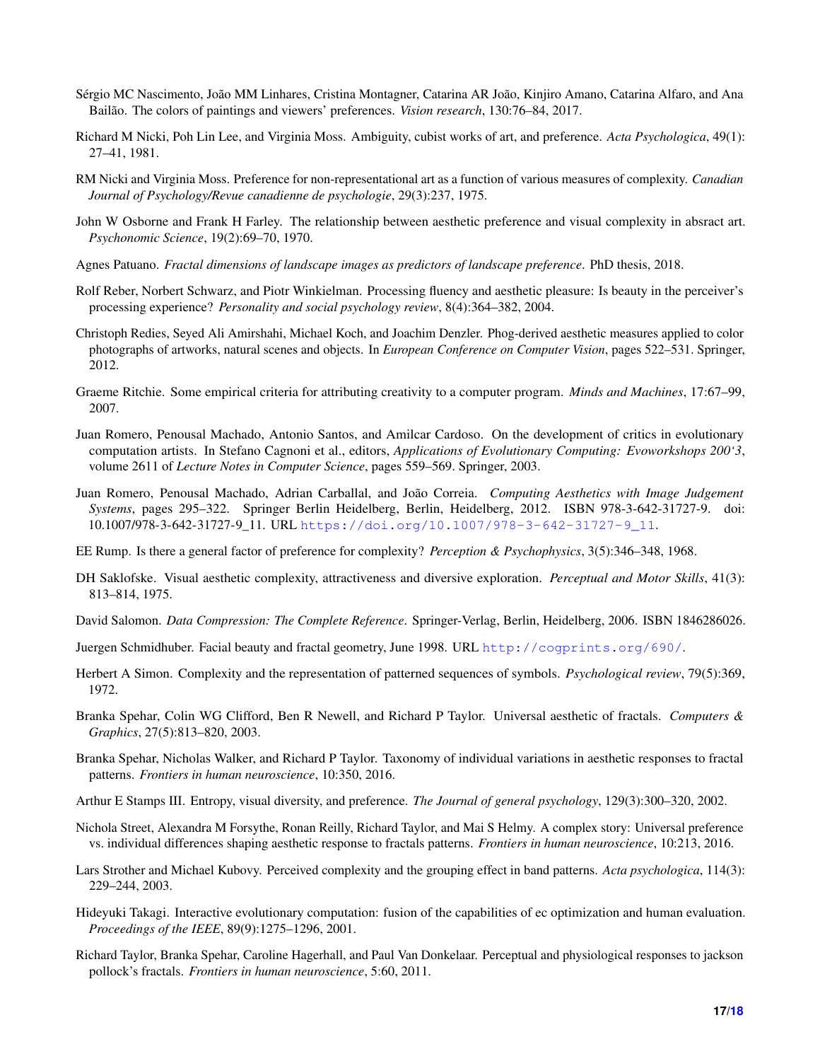Sérgio MC Nascimento, João MM Linhares, Cristina Montagner, Catarina AR João, Kinjiro Amano, Catarina Alfaro, and Ana Bailão. The colors of paintings and viewers' preferences. *Vision research*, 130:76–84, 2017.

Richard M Nicki, Poh Lin Lee, and Virginia Moss. Ambiguity, cubist works of art, and preference. *Acta Psychologica*, 49(1): 27–41, 1981.

RM Nicki and Virginia Moss. Preference for non-representational art as a function of various measures of complexity. *Canadian Journal of Psychology/Revue canadienne de psychologie*, 29(3):237, 1975.

John W Osborne and Frank H Farley. The relationship between aesthetic preference and visual complexity in absract art. *Psychonomic Science*, 19(2):69–70, 1970.

Agnes Patuano. *Fractal dimensions of landscape images as predictors of landscape preference*. PhD thesis, 2018.

Rolf Reber, Norbert Schwarz, and Piotr Winkielman. Processing fluency and aesthetic pleasure: Is beauty in the perceiver's processing experience? *Personality and social psychology review*, 8(4):364–382, 2004.

Christoph Redies, Seyed Ali Amirshahi, Michael Koch, and Joachim Denzler. Phog-derived aesthetic measures applied to color photographs of artworks, natural scenes and objects. In *European Conference on Computer Vision*, pages 522–531. Springer, 2012.

Graeme Ritchie. Some empirical criteria for attributing creativity to a computer program. *Minds and Machines*, 17:67–99, 2007.

Juan Romero, Penousal Machado, Antonio Santos, and Amilcar Cardoso. On the development of critics in evolutionary computation artists. In Stefano Cagnoni et al., editors, *Applications of Evolutionary Computing: Evoworkshops 200'3*, volume 2611 of *Lecture Notes in Computer Science*, pages 559–569. Springer, 2003.

Juan Romero, Penousal Machado, Adrian Carballal, and João Correia. *Computing Aesthetics with Image Judgement Systems*, pages 295–322. Springer Berlin Heidelberg, Berlin, Heidelberg, 2012. ISBN 978-3-642-31727-9. doi: 10.1007/978-3-642-31727-9_11. URL https://doi.org/10.1007/978-3-642-31727-9_11.

EE Rump. Is there a general factor of preference for complexity? *Perception & Psychophysics*, 3(5):346–348, 1968.

DH Saklofske. Visual aesthetic complexity, attractiveness and diversive exploration. *Perceptual and Motor Skills*, 41(3): 813–814, 1975.

David Salomon. *Data Compression: The Complete Reference*. Springer-Verlag, Berlin, Heidelberg, 2006. ISBN 1846286026.

Juergen Schmidhuber. Facial beauty and fractal geometry, June 1998. URL http://cogprints.org/690/.

Herbert A Simon. Complexity and the representation of patterned sequences of symbols. *Psychological review*, 79(5):369, 1972.

Branka Spehar, Colin WG Clifford, Ben R Newell, and Richard P Taylor. Universal aesthetic of fractals. *Computers & Graphics*, 27(5):813–820, 2003.

Branka Spehar, Nicholas Walker, and Richard P Taylor. Taxonomy of individual variations in aesthetic responses to fractal patterns. *Frontiers in human neuroscience*, 10:350, 2016.

Arthur E Stamps III. Entropy, visual diversity, and preference. *The Journal of general psychology*, 129(3):300–320, 2002.

Nichola Street, Alexandra M Forsythe, Ronan Reilly, Richard Taylor, and Mai S Helmy. A complex story: Universal preference vs. individual differences shaping aesthetic response to fractals patterns. *Frontiers in human neuroscience*, 10:213, 2016.

Lars Strother and Michael Kubovy. Perceived complexity and the grouping effect in band patterns. *Acta psychologica*, 114(3): 229–244, 2003.

Hideyuki Takagi. Interactive evolutionary computation: fusion of the capabilities of ec optimization and human evaluation. *Proceedings of the IEEE*, 89(9):1275–1296, 2001.

Richard Taylor, Branka Spehar, Caroline Hagerhall, and Paul Van Donkelaar. Perceptual and physiological responses to jackson pollock's fractals. *Frontiers in human neuroscience*, 5:60, 2011.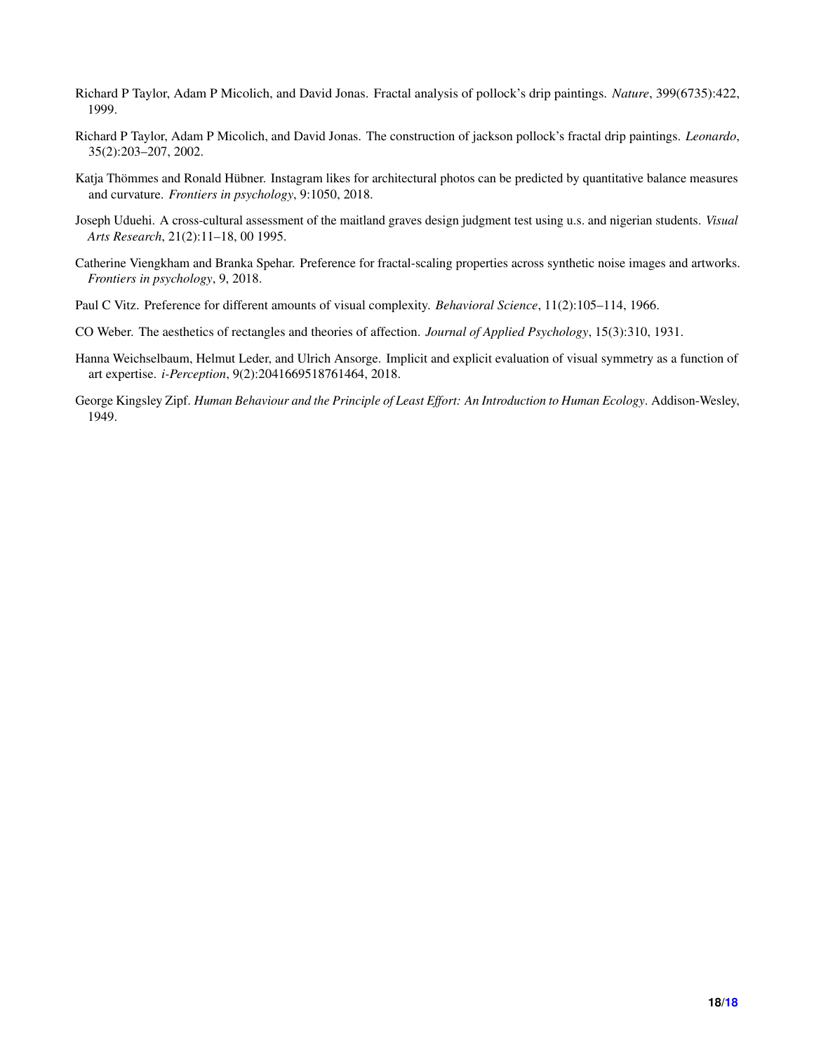Richard P Taylor, Adam P Micolich, and David Jonas. Fractal analysis of pollock's drip paintings. *Nature*, 399(6735):422, 1999.

Richard P Taylor, Adam P Micolich, and David Jonas. The construction of jackson pollock's fractal drip paintings. *Leonardo*, 35(2):203–207, 2002.

Katja Thömmes and Ronald Hübner. Instagram likes for architectural photos can be predicted by quantitative balance measures and curvature. *Frontiers in psychology*, 9:1050, 2018.

Joseph Uduehi. A cross-cultural assessment of the maitland graves design judgment test using u.s. and nigerian students. *Visual Arts Research*, 21(2):11–18, 00 1995.

Catherine Viengkham and Branka Spehar. Preference for fractal-scaling properties across synthetic noise images and artworks. *Frontiers in psychology*, 9, 2018.

Paul C Vitz. Preference for different amounts of visual complexity. *Behavioral Science*, 11(2):105–114, 1966.

CO Weber. The aesthetics of rectangles and theories of affection. *Journal of Applied Psychology*, 15(3):310, 1931.

Hanna Weichselbaum, Helmut Leder, and Ulrich Ansorge. Implicit and explicit evaluation of visual symmetry as a function of art expertise. *i-Perception*, 9(2):2041669518761464, 2018.

George Kingsley Zipf. *Human Behaviour and the Principle of Least Effort: An Introduction to Human Ecology*. Addison-Wesley, 1949.